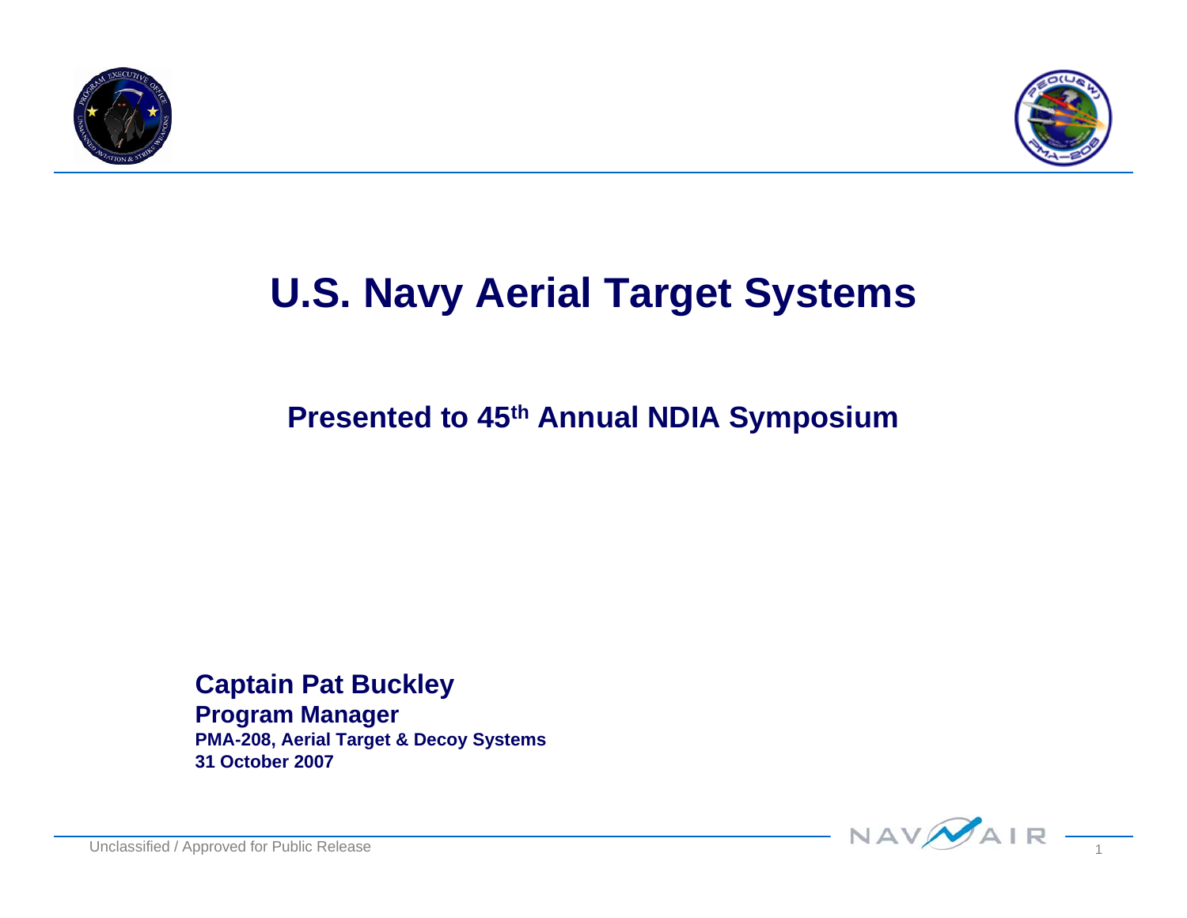# U.S. Navy Aerial Target Systems

**Presented to 45th Annual NDIA Symposium**

**Captain Pat Buckley**
**Program Manager**
**PMA-208, Aerial Target & Decoy Systems**
**31 October 2007**

Unclassified / Approved for Public Release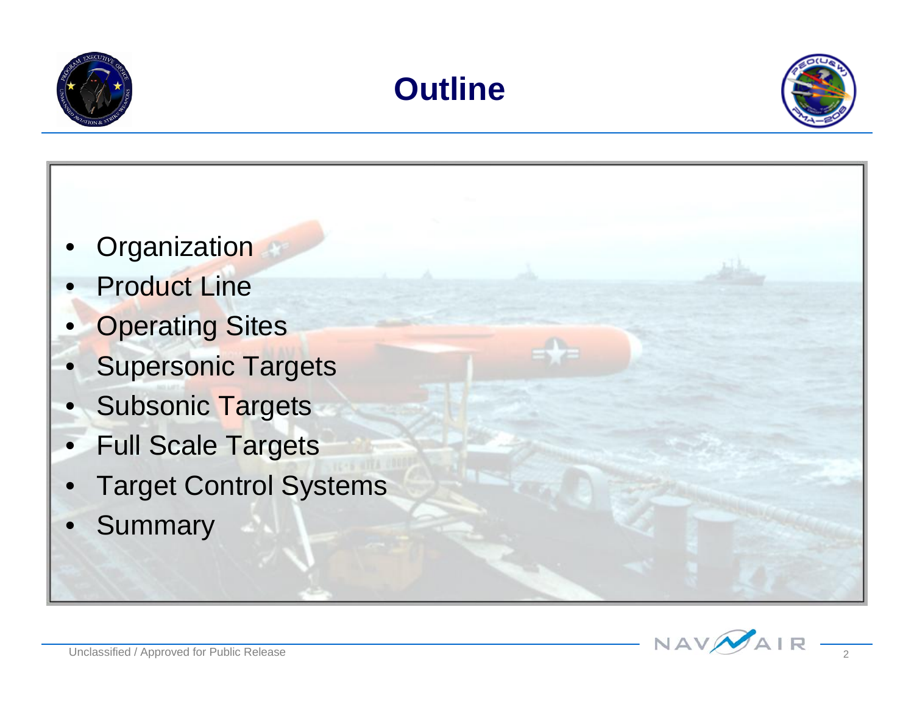# Outline

- Organization
- Product Line
- Operating Sites
- Supersonic Targets
- Subsonic Targets
- Full Scale Targets
- Target Control Systems
- Summary

Unclassified / Approved for Public Release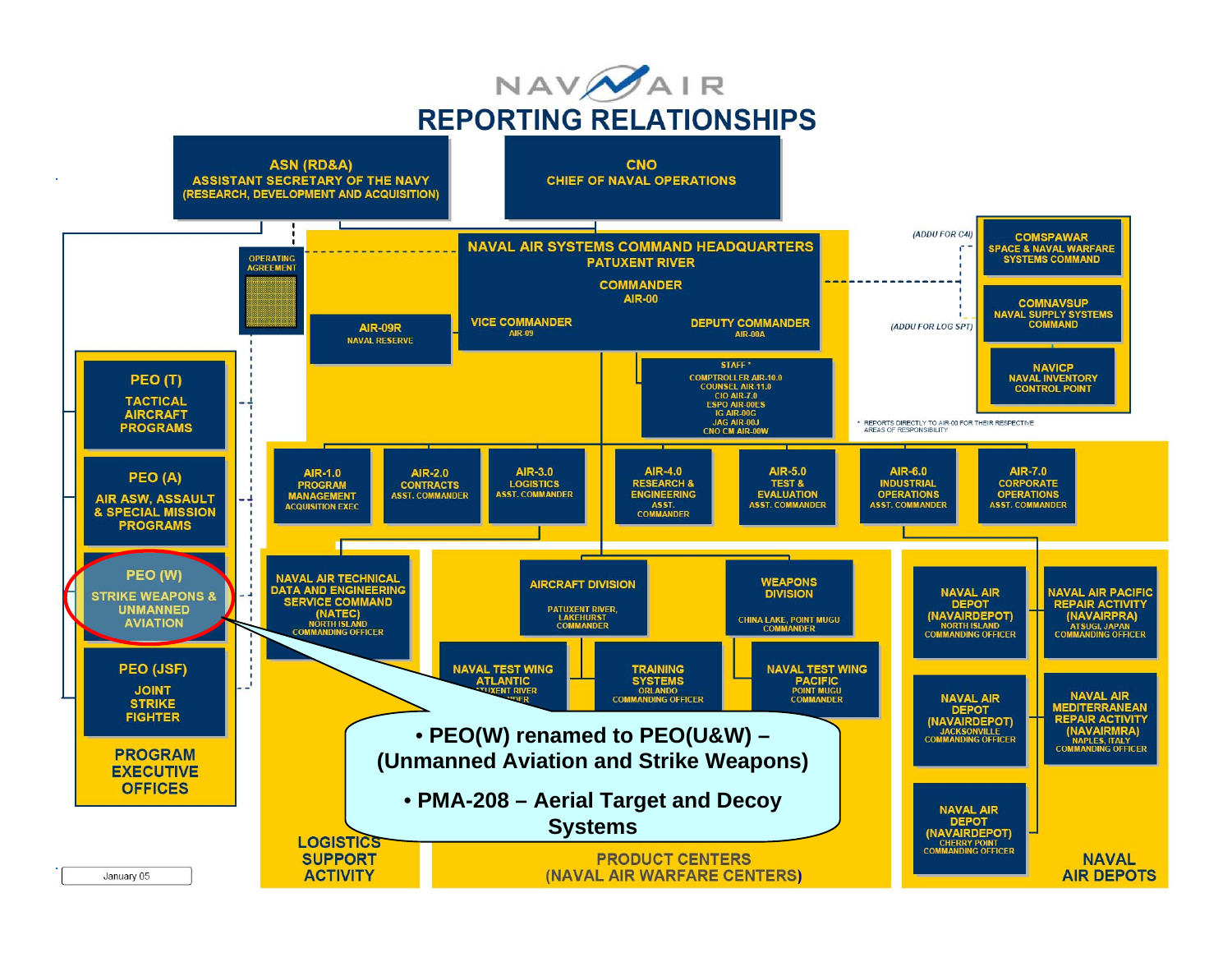# NAVAIR

## REPORTING RELATIONSHIPS

**ASN (RD&A)**
ASSISTANT SECRETARY OF THE NAVY
(RESEARCH, DEVELOPMENT AND ACQUISITION)

**CNO**
CHIEF OF NAVAL OPERATIONS

OPERATING AGREEMENT

**NAVAL AIR SYSTEMS COMMAND HEADQUARTERS**
PATUXENT RIVER

COMMANDER
AIR-00

VICE COMMANDER
AIR-09

DEPUTY COMMANDER
AIR-00A

AIR-09R
NAVAL RESERVE

STAFF *
COMPTROLLER AIR-10.0
COUNSEL AIR-11.0
CIO AIR-7.0
ESPO AIR-00ES
IG AIR-00G
JAG AIR-00J
CNO CM AIR-00W

\* REPORTS DIRECTLY TO AIR-00 FOR THEIR RESPECTIVE AREAS OF RESPONSIBILITY

(ADDU FOR C4I)

**COMSPAWAR**
SPACE & NAVAL WARFARE SYSTEMS COMMAND

(ADDU FOR LOG SPT)

**COMNAVSUP**
NAVAL SUPPLY SYSTEMS COMMAND

**NAVICP**
NAVAL INVENTORY CONTROL POINT

### PROGRAM EXECUTIVE OFFICES

- **PEO (T)** – TACTICAL AIRCRAFT PROGRAMS
- **PEO (A)** – AIR ASW, ASSAULT & SPECIAL MISSION PROGRAMS
- **PEO (W)** – STRIKE WEAPONS & UNMANNED AVIATION
- **PEO (JSF)** – JOINT STRIKE FIGHTER

### Competencies

- **AIR-1.0** – PROGRAM MANAGEMENT, ACQUISITION EXEC
- **AIR-2.0** – CONTRACTS, ASST. COMMANDER
- **AIR-3.0** – LOGISTICS, ASST. COMMANDER
- **AIR-4.0** – RESEARCH & ENGINEERING, ASST. COMMANDER
- **AIR-5.0** – TEST & EVALUATION, ASST. COMMANDER
- **AIR-6.0** – INDUSTRIAL OPERATIONS, ASST. COMMANDER
- **AIR-7.0** – CORPORATE OPERATIONS, ASST. COMMANDER

### LOGISTICS SUPPORT ACTIVITY

- **NAVAL AIR TECHNICAL DATA AND ENGINEERING SERVICE COMMAND (NATEC)** – NORTH ISLAND, COMMANDING OFFICER

### PRODUCT CENTERS (NAVAL AIR WARFARE CENTERS)

- **AIRCRAFT DIVISION** – PATUXENT RIVER, LAKEHURST, COMMANDER
  - NAVAL TEST WING ATLANTIC – PATUXENT RIVER, COMMANDER
  - TRAINING SYSTEMS – ORLANDO, COMMANDING OFFICER
- **WEAPONS DIVISION** – CHINA LAKE, POINT MUGU, COMMANDER
  - NAVAL TEST WING PACIFIC – POINT MUGU, COMMANDER

### NAVAL AIR DEPOTS

- **NAVAL AIR DEPOT (NAVAIRDEPOT)** – NORTH ISLAND, COMMANDING OFFICER
- **NAVAL AIR DEPOT (NAVAIRDEPOT)** – JACKSONVILLE, COMMANDING OFFICER
- **NAVAL AIR DEPOT (NAVAIRDEPOT)** – CHERRY POINT, COMMANDING OFFICER
- **NAVAL AIR PACIFIC REPAIR ACTIVITY (NAVAIRPRA)** – ATSUGI, JAPAN, COMMANDING OFFICER
- **NAVAL AIR MEDITERRANEAN REPAIR ACTIVITY (NAVAIRMRA)** – NAPLES, ITALY, COMMANDING OFFICER

- **PEO(W) renamed to PEO(U&W) – (Unmanned Aviation and Strike Weapons)**
- **PMA-208 – Aerial Target and Decoy Systems**

January 05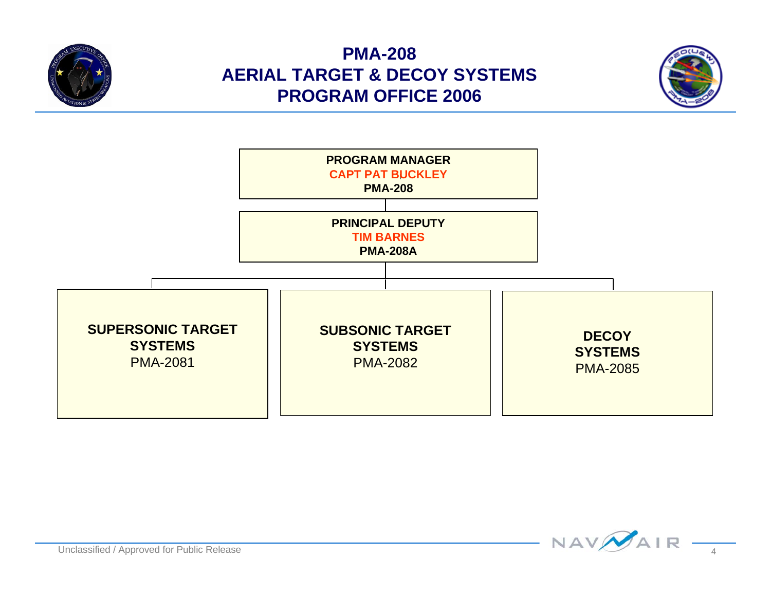# PMA-208
# AERIAL TARGET & DECOY SYSTEMS
# PROGRAM OFFICE 2006

**PROGRAM MANAGER**
**CAPT PAT BUCKLEY**
**PMA-208**

**PRINCIPAL DEPUTY**
**TIM BARNES**
**PMA-208A**

- **SUPERSONIC TARGET SYSTEMS**
  PMA-2081
- **SUBSONIC TARGET SYSTEMS**
  PMA-2082
- **DECOY SYSTEMS**
  PMA-2085

Unclassified / Approved for Public Release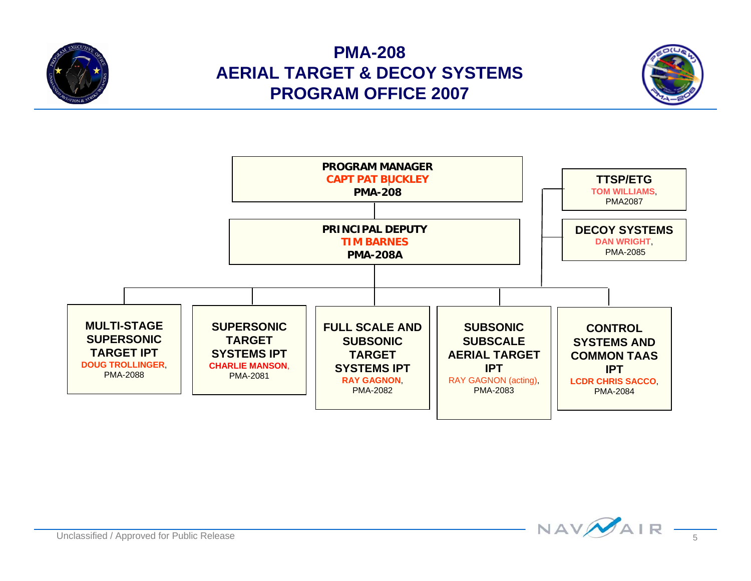# PMA-208
# AERIAL TARGET & DECOY SYSTEMS
# PROGRAM OFFICE 2007

**PROGRAM MANAGER**
**CAPT PAT BUCKLEY**
**PMA-208**

**PRINCIPAL DEPUTY**
**TIM BARNES**
**PMA-208A**

**TTSP/ETG**
**TOM WILLIAMS**, PMA2087

**DECOY SYSTEMS**
**DAN WRIGHT**, PMA-2085

**MULTI-STAGE SUPERSONIC TARGET IPT**
**DOUG TROLLINGER**, PMA-2088

**SUPERSONIC TARGET SYSTEMS IPT**
**CHARLIE MANSON**, PMA-2081

**FULL SCALE AND SUBSONIC TARGET SYSTEMS IPT**
**RAY GAGNON**, PMA-2082

**SUBSONIC SUBSCALE AERIAL TARGET IPT**
RAY GAGNON (acting), PMA-2083

**CONTROL SYSTEMS AND COMMON TAAS IPT**
**LCDR CHRIS SACCO**, PMA-2084

Unclassified / Approved for Public Release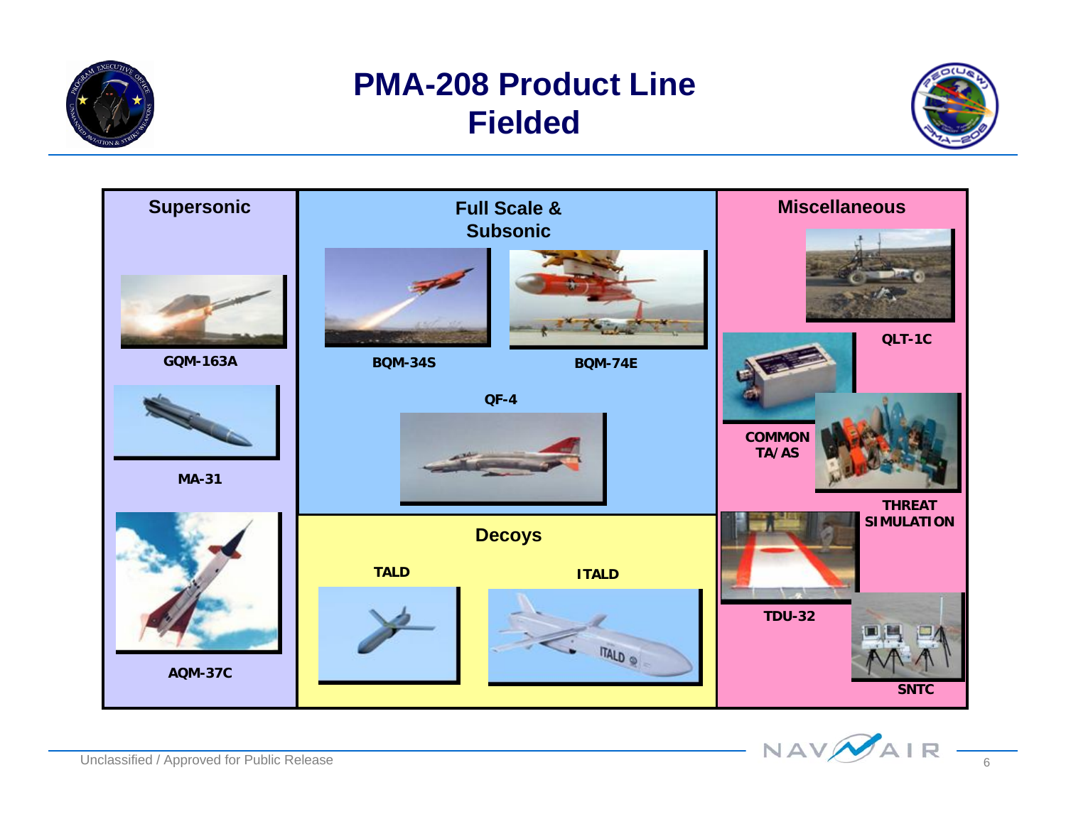# PMA-208 Product Line Fielded

## Supersonic

- GQM-163A
- MA-31
- AQM-37C

## Full Scale & Subsonic

- BQM-34S
- BQM-74E
- QF-4

## Decoys

- TALD
- ITALD

## Miscellaneous

- QLT-1C
- COMMON TA/AS
- THREAT SIMULATION
- TDU-32
- SNTC

Unclassified / Approved for Public Release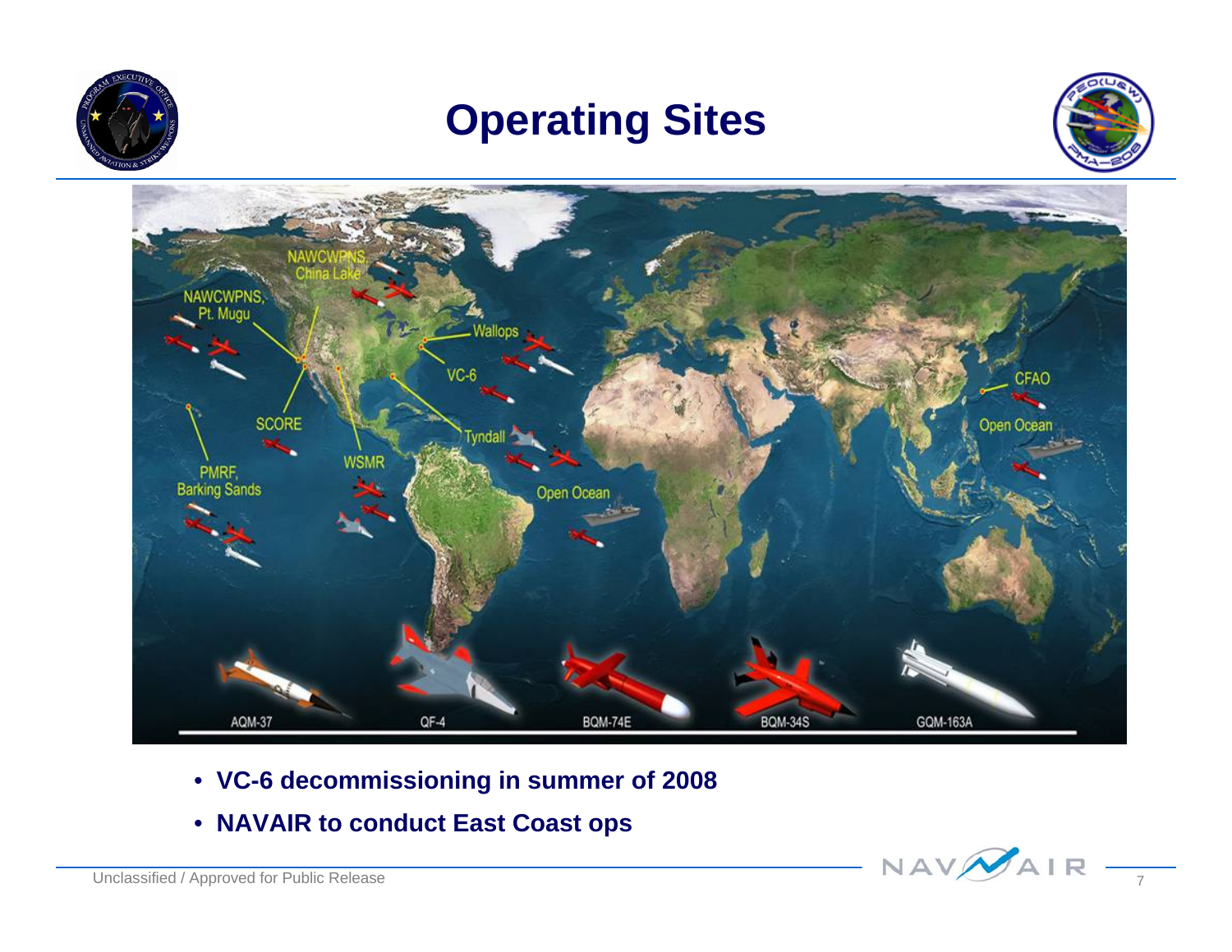# Operating Sites

- **VC-6 decommissioning in summer of 2008**
- **NAVAIR to conduct East Coast ops**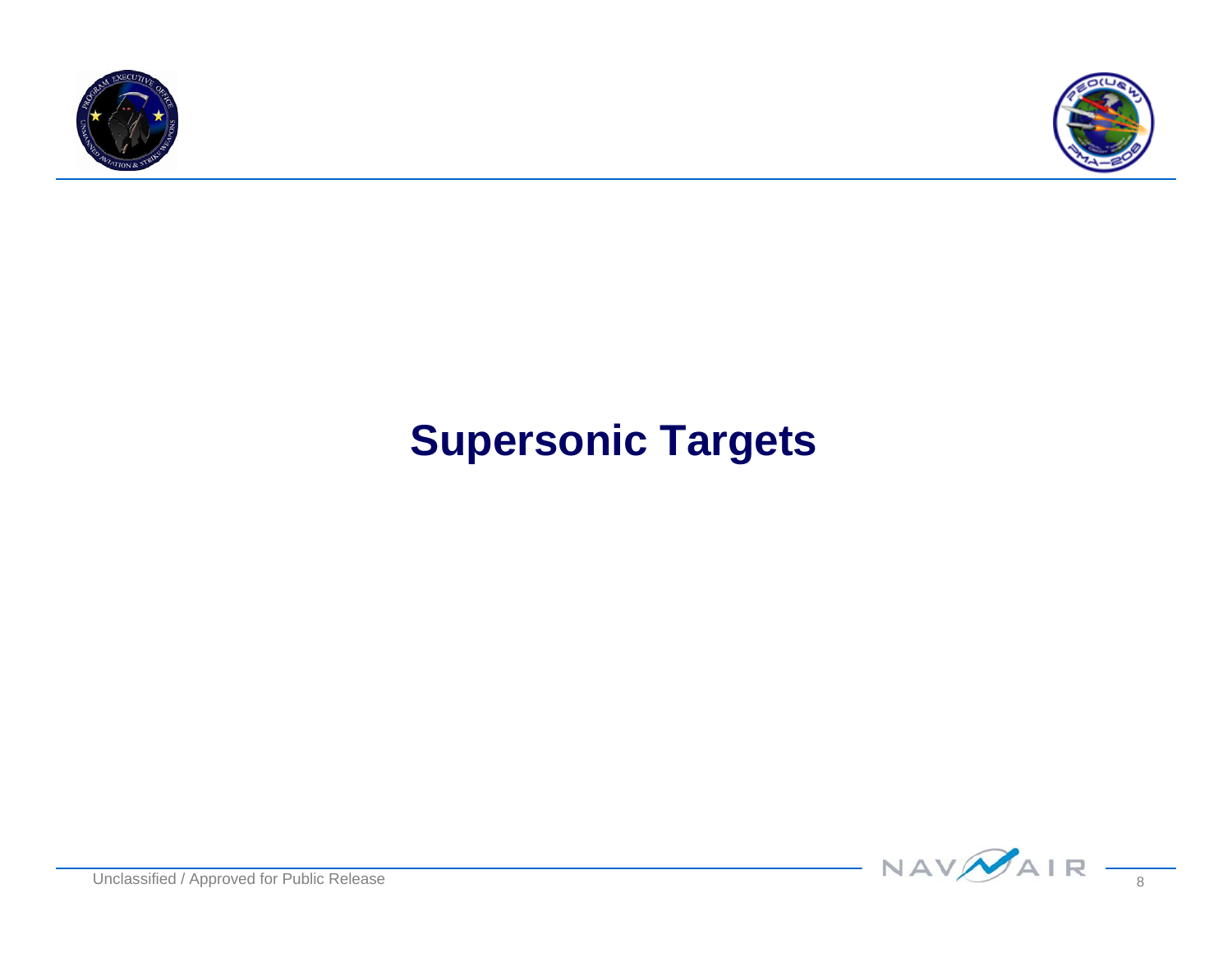# Supersonic Targets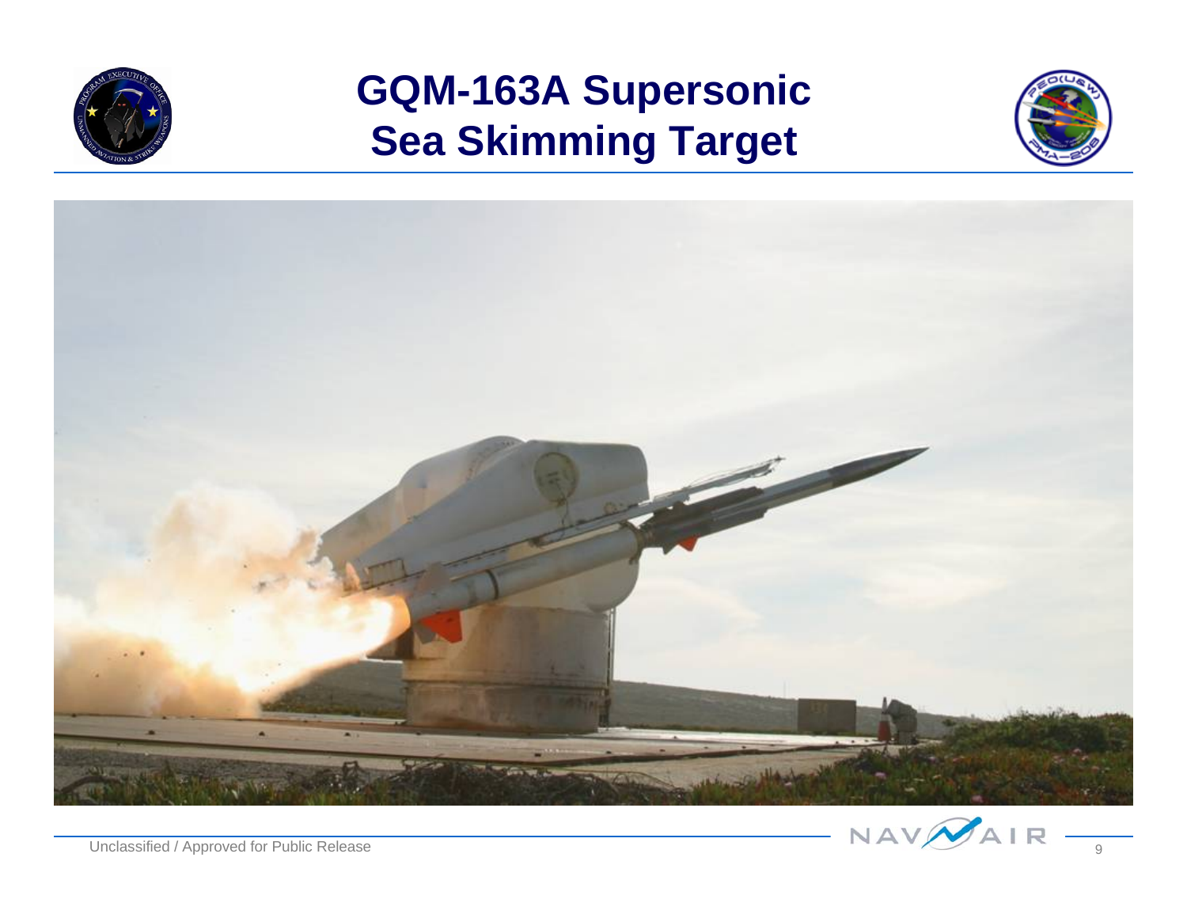# GQM-163A Supersonic Sea Skimming Target

Unclassified / Approved for Public Release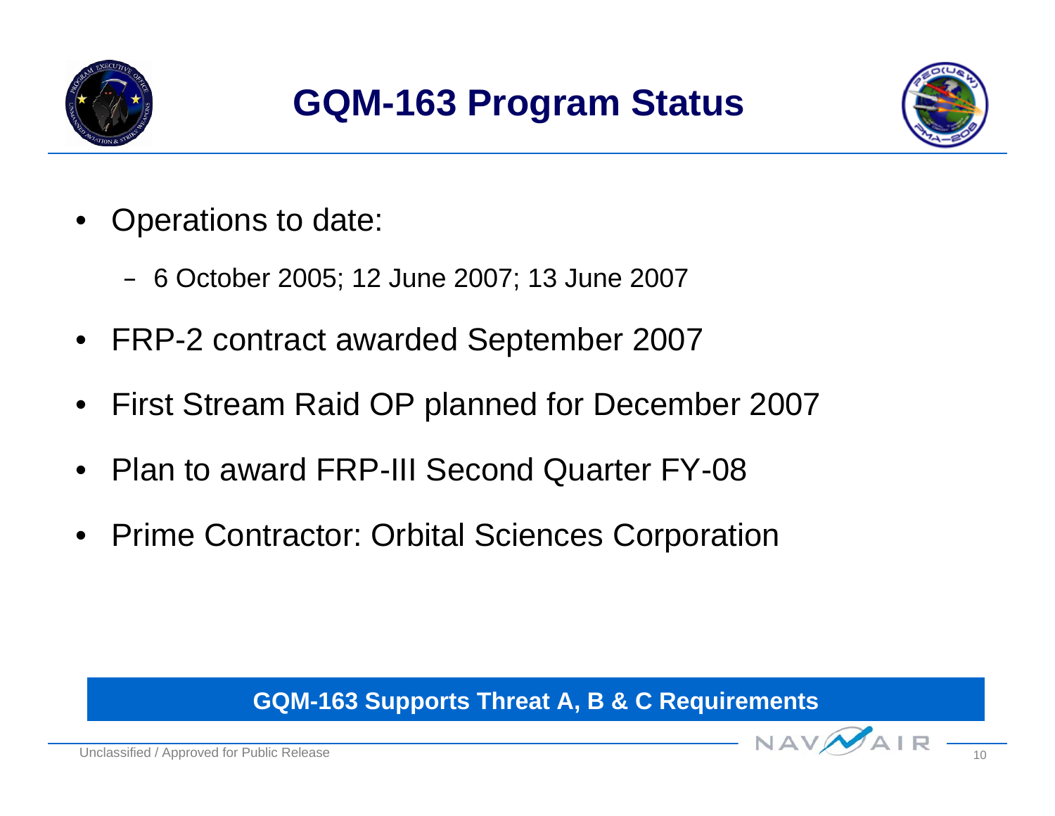# GQM-163 Program Status

- Operations to date:
  - 6 October 2005; 12 June 2007; 13 June 2007
- FRP-2 contract awarded September 2007
- First Stream Raid OP planned for December 2007
- Plan to award FRP-III Second Quarter FY-08
- Prime Contractor: Orbital Sciences Corporation

**GQM-163 Supports Threat A, B & C Requirements**

Unclassified / Approved for Public Release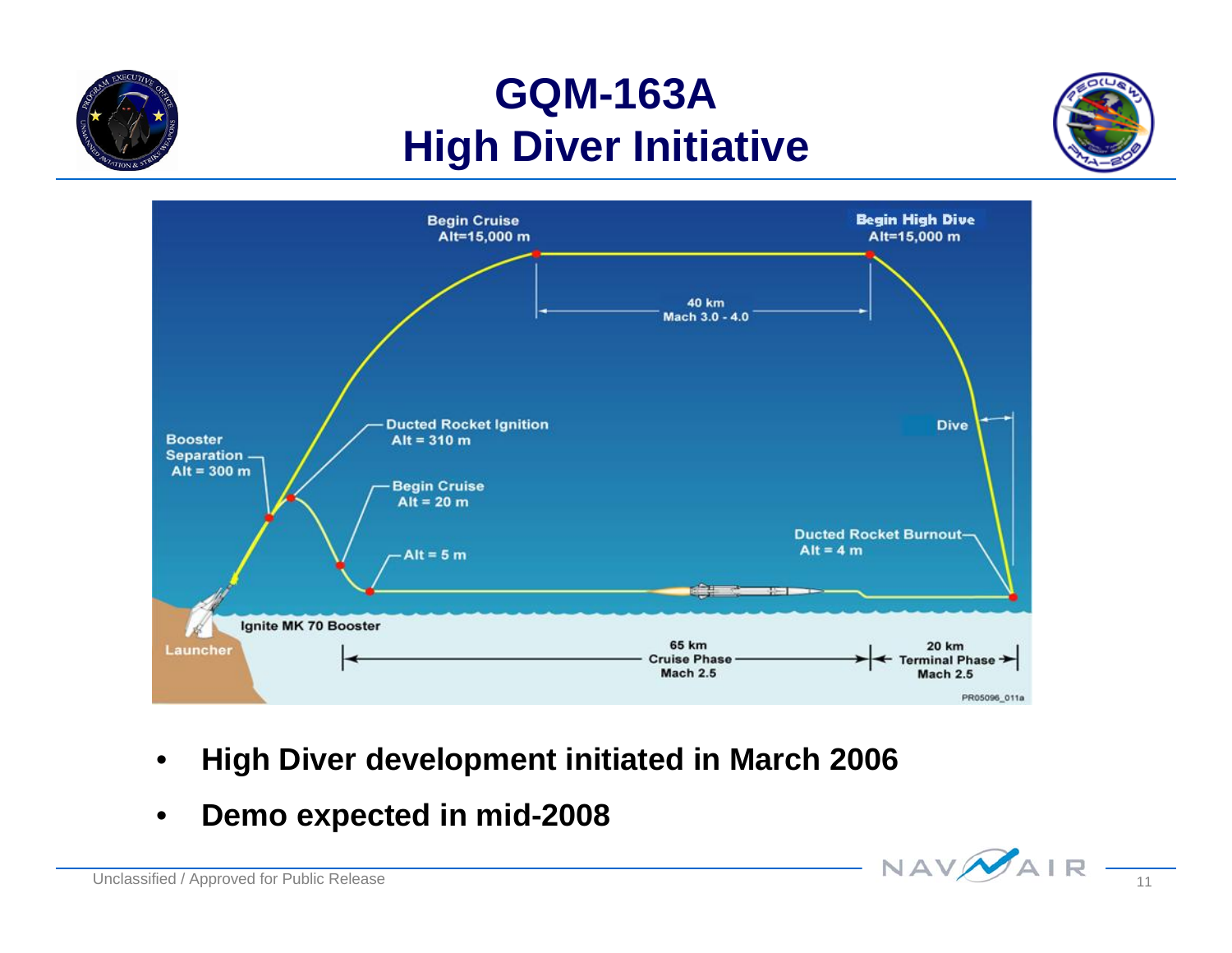# GQM-163A
# High Diver Initiative

Begin Cruise
Alt=15,000 m

Begin High Dive
Alt=15,000 m

40 km
Mach 3.0 - 4.0

Ducted Rocket Ignition
Alt = 310 m

Booster Separation
Alt = 300 m

Begin Cruise
Alt = 20 m

Dive

Ducted Rocket Burnout
Alt = 4 m

Alt = 5 m

Ignite MK 70 Booster

Launcher

65 km
Cruise Phase
Mach 2.5

20 km
Terminal Phase
Mach 2.5

PR05096_011a

- **High Diver development initiated in March 2006**
- **Demo expected in mid-2008**

Unclassified / Approved for Public Release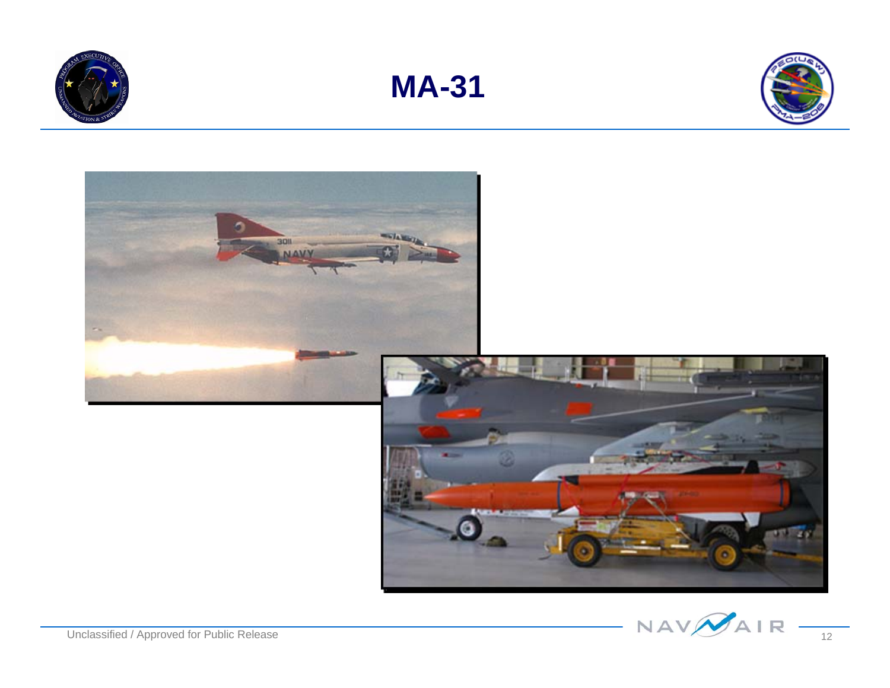# MA-31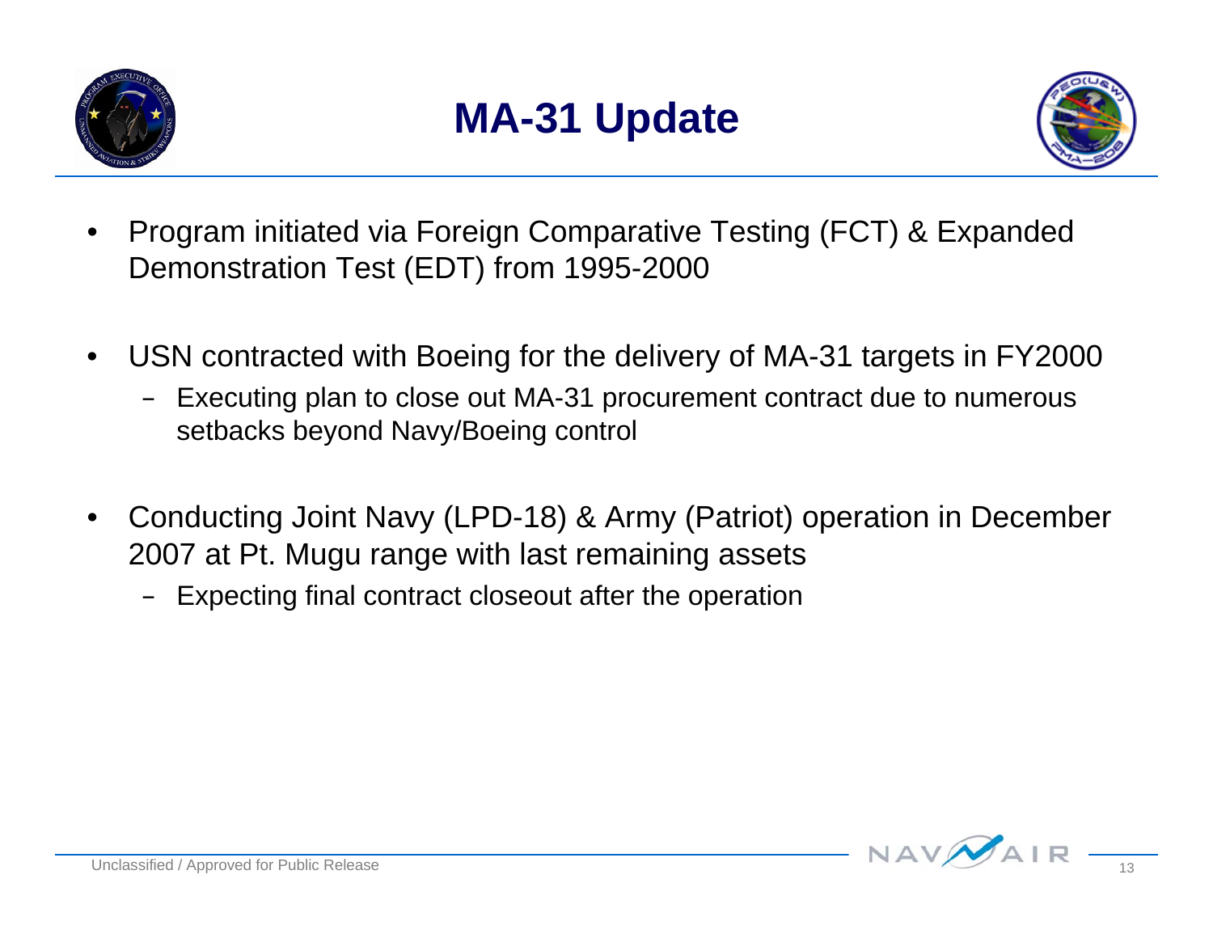# MA-31 Update

- Program initiated via Foreign Comparative Testing (FCT) & Expanded Demonstration Test (EDT) from 1995-2000
- USN contracted with Boeing for the delivery of MA-31 targets in FY2000
  - Executing plan to close out MA-31 procurement contract due to numerous setbacks beyond Navy/Boeing control
- Conducting Joint Navy (LPD-18) & Army (Patriot) operation in December 2007 at Pt. Mugu range with last remaining assets
  - Expecting final contract closeout after the operation

Unclassified / Approved for Public Release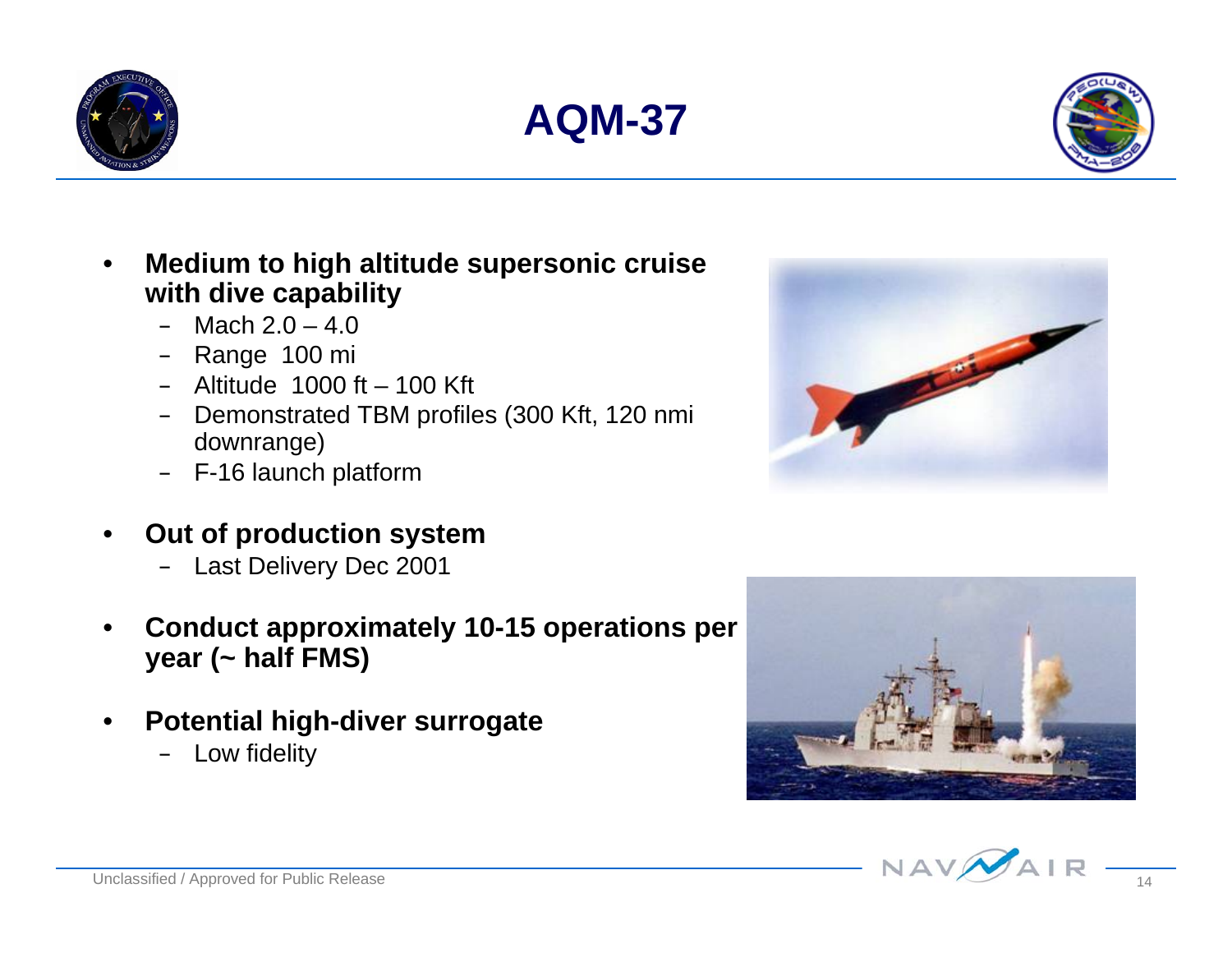# AQM-37

- **Medium to high altitude supersonic cruise with dive capability**
  - Mach 2.0 – 4.0
  - Range 100 mi
  - Altitude 1000 ft – 100 Kft
  - Demonstrated TBM profiles (300 Kft, 120 nmi downrange)
  - F-16 launch platform
- **Out of production system**
  - Last Delivery Dec 2001
- **Conduct approximately 10-15 operations per year (~ half FMS)**
- **Potential high-diver surrogate**
  - Low fidelity

Unclassified / Approved for Public Release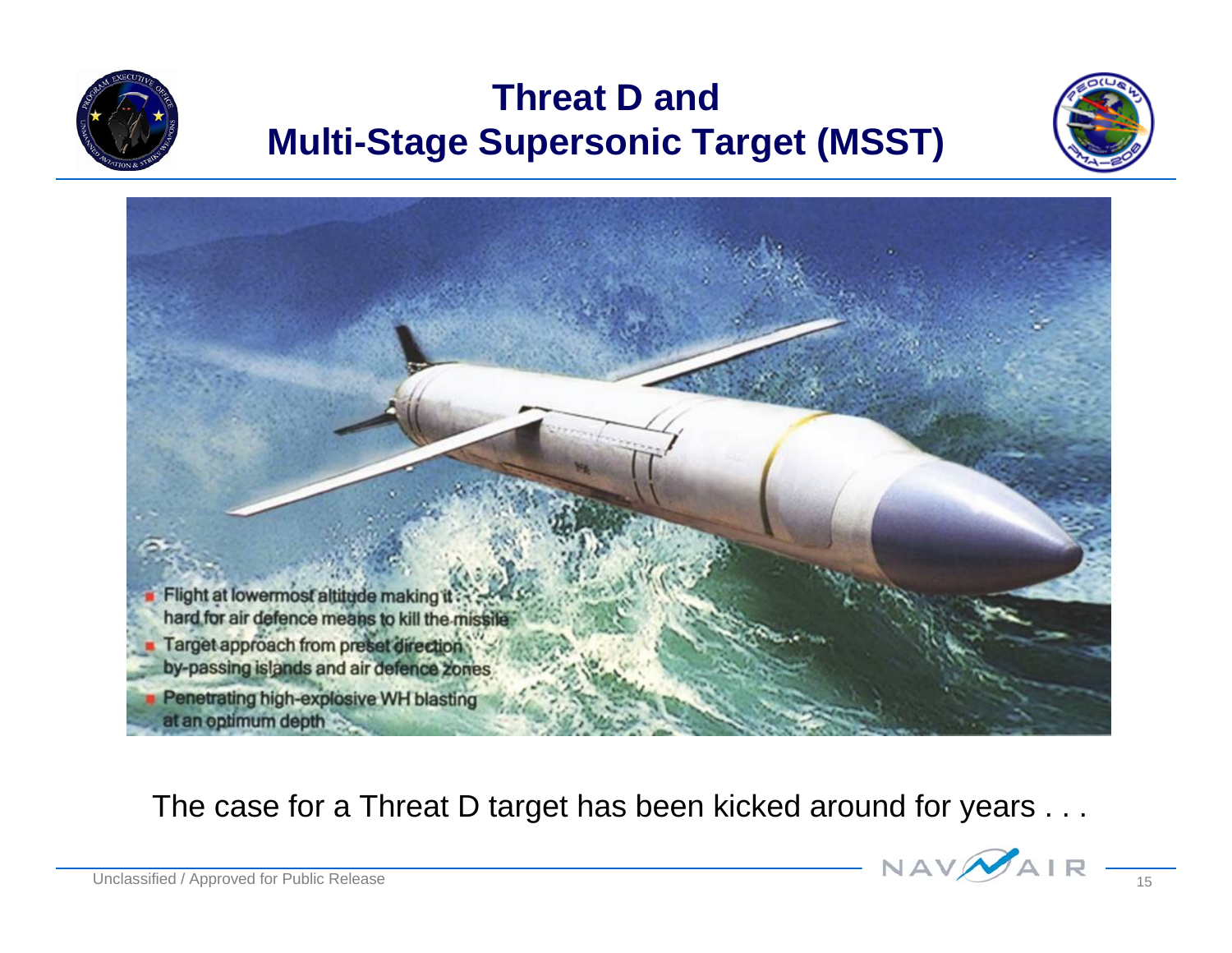# Threat D and Multi-Stage Supersonic Target (MSST)

- Flight at lowermost altitude making it hard for air defence means to kill the missile
- Target approach from preset direction by-passing islands and air defence zones
- Penetrating high-explosive WH blasting at an optimum depth

The case for a Threat D target has been kicked around for years . . .

Unclassified / Approved for Public Release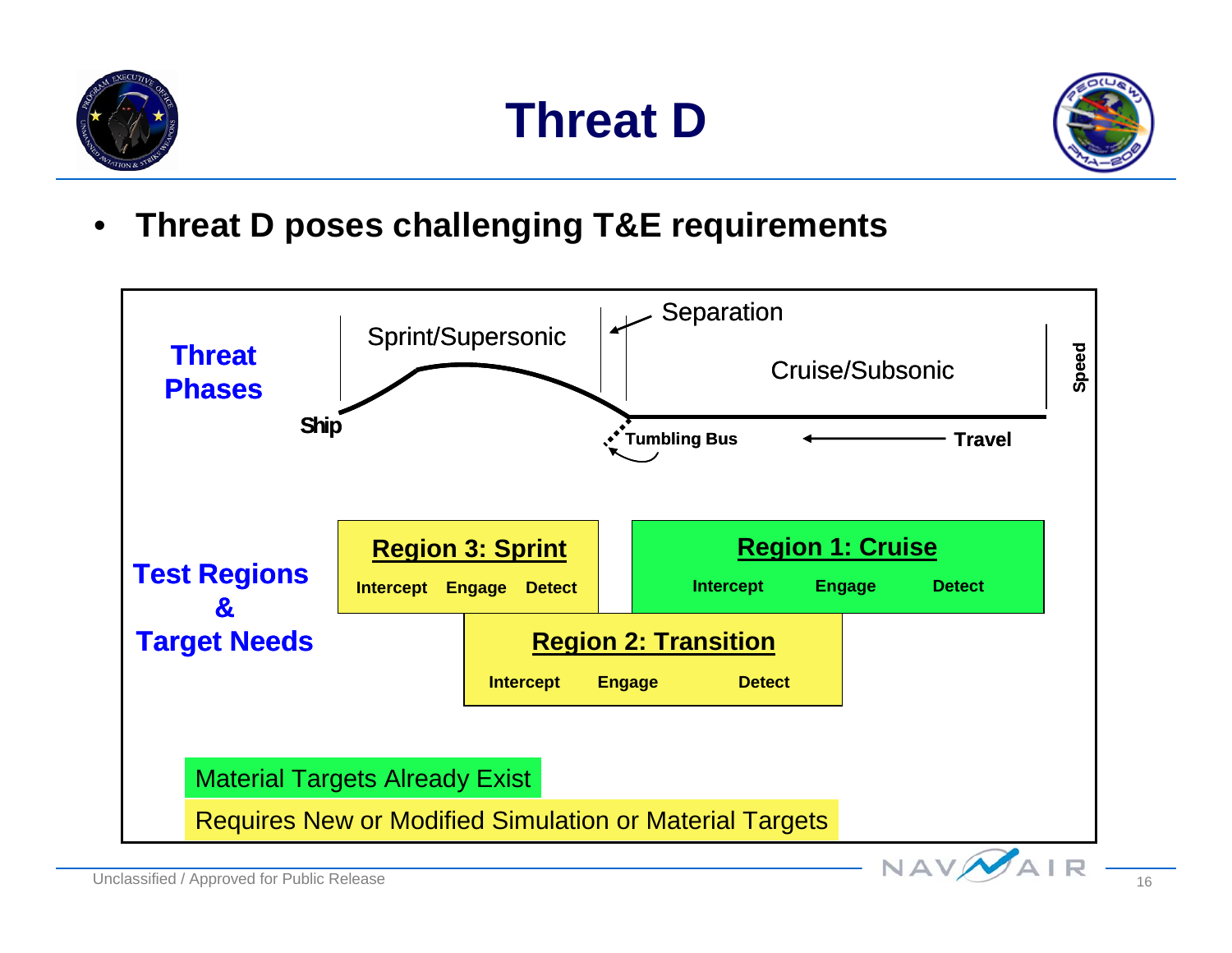# Threat D

- **Threat D poses challenging T&E requirements**

**Threat Phases**

Sprint/Supersonic — Separation — Cruise/Subsonic

Ship — Tumbling Bus — Travel — Speed

**Test Regions & Target Needs**

**Region 3: Sprint**
Intercept Engage Detect

**Region 1: Cruise**
Intercept Engage Detect

**Region 2: Transition**
Intercept Engage Detect

Material Targets Already Exist

Requires New or Modified Simulation or Material Targets

Unclassified / Approved for Public Release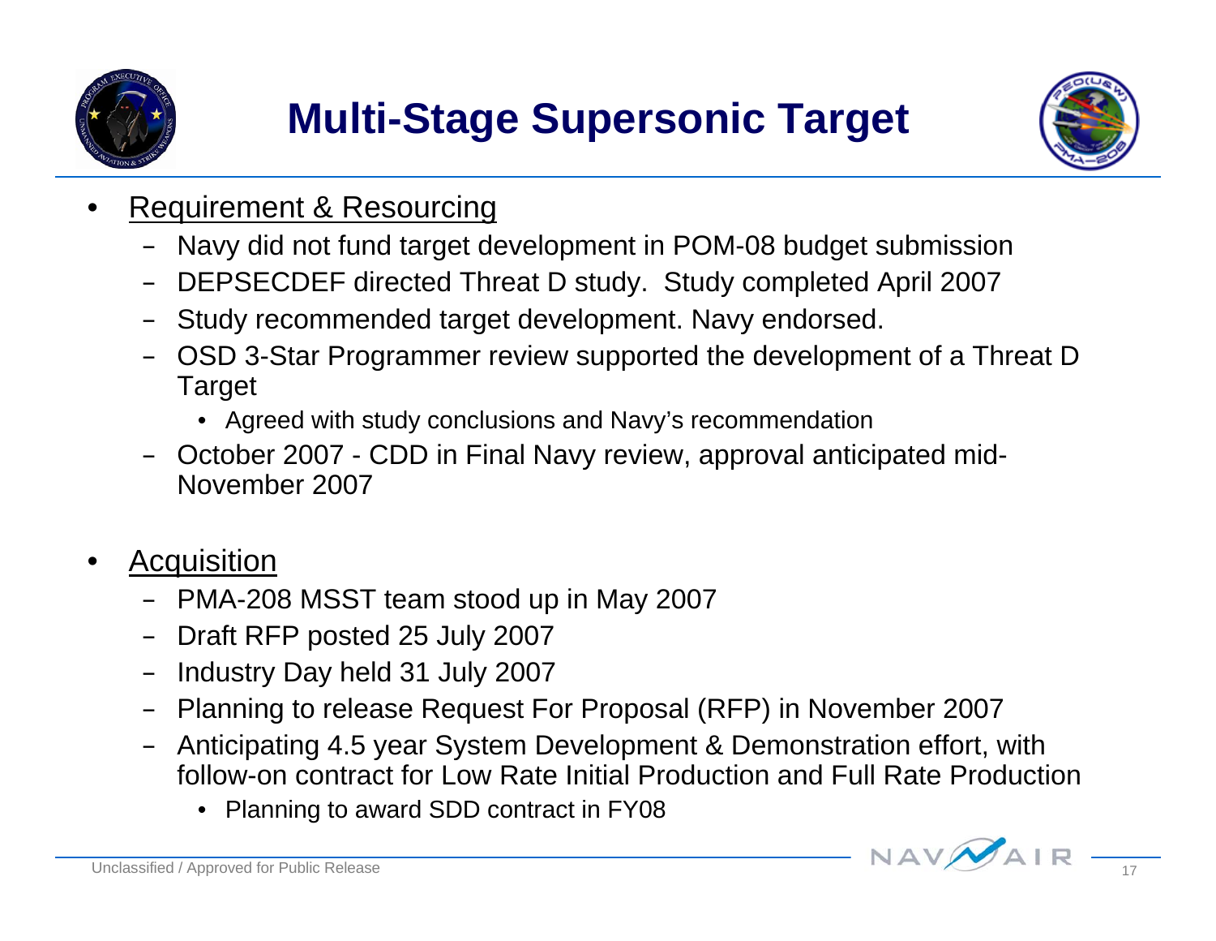# Multi-Stage Supersonic Target

- Requirement & Resourcing
  - Navy did not fund target development in POM-08 budget submission
  - DEPSECDEF directed Threat D study. Study completed April 2007
  - Study recommended target development. Navy endorsed.
  - OSD 3-Star Programmer review supported the development of a Threat D Target
    - Agreed with study conclusions and Navy's recommendation
  - October 2007 - CDD in Final Navy review, approval anticipated mid-November 2007

- Acquisition
  - PMA-208 MSST team stood up in May 2007
  - Draft RFP posted 25 July 2007
  - Industry Day held 31 July 2007
  - Planning to release Request For Proposal (RFP) in November 2007
  - Anticipating 4.5 year System Development & Demonstration effort, with follow-on contract for Low Rate Initial Production and Full Rate Production
    - Planning to award SDD contract in FY08

Unclassified / Approved for Public Release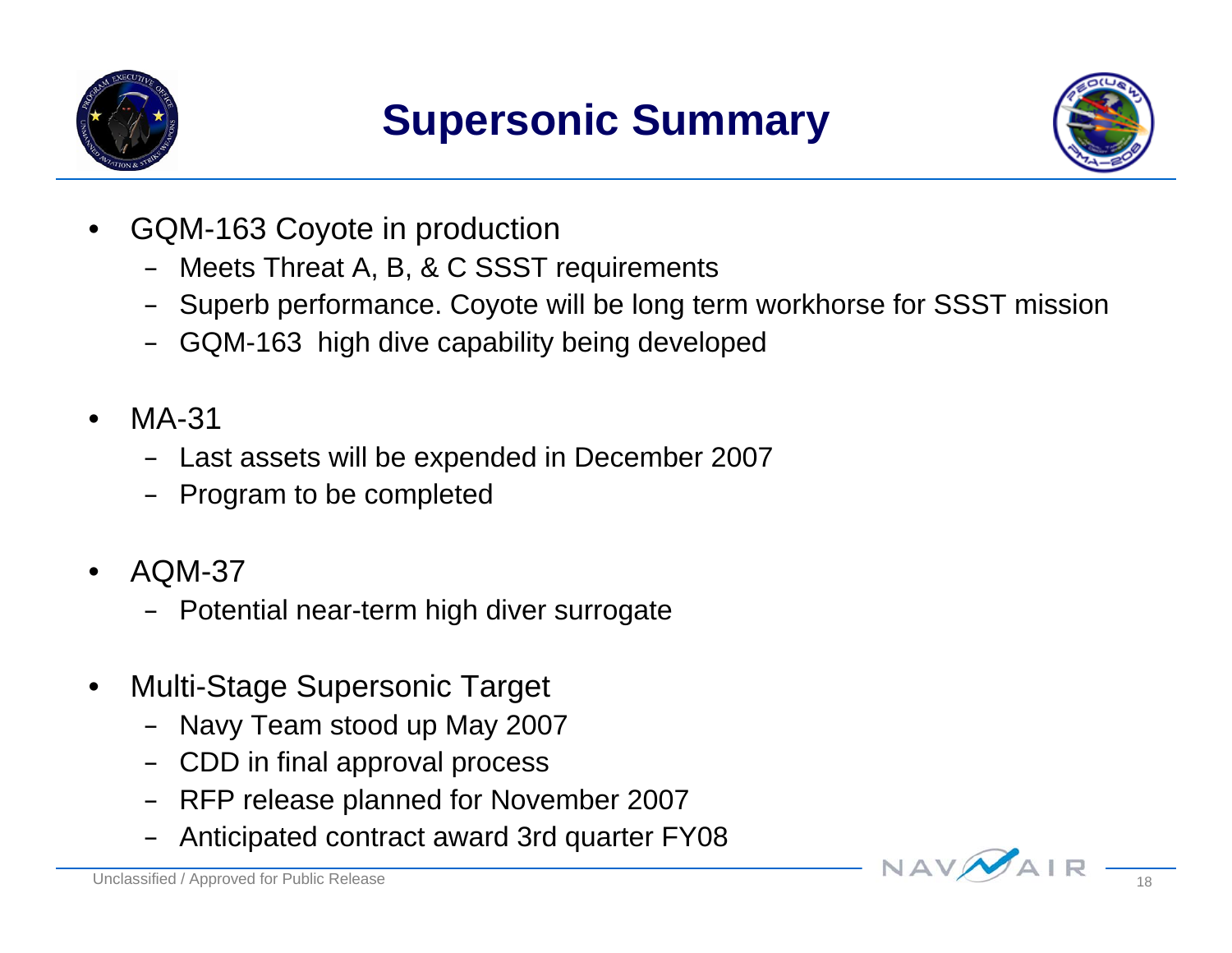# Supersonic Summary

- GQM-163 Coyote in production
  - Meets Threat A, B, & C SSST requirements
  - Superb performance. Coyote will be long term workhorse for SSST mission
  - GQM-163 high dive capability being developed
- MA-31
  - Last assets will be expended in December 2007
  - Program to be completed
- AQM-37
  - Potential near-term high diver surrogate
- Multi-Stage Supersonic Target
  - Navy Team stood up May 2007
  - CDD in final approval process
  - RFP release planned for November 2007
  - Anticipated contract award 3rd quarter FY08

Unclassified / Approved for Public Release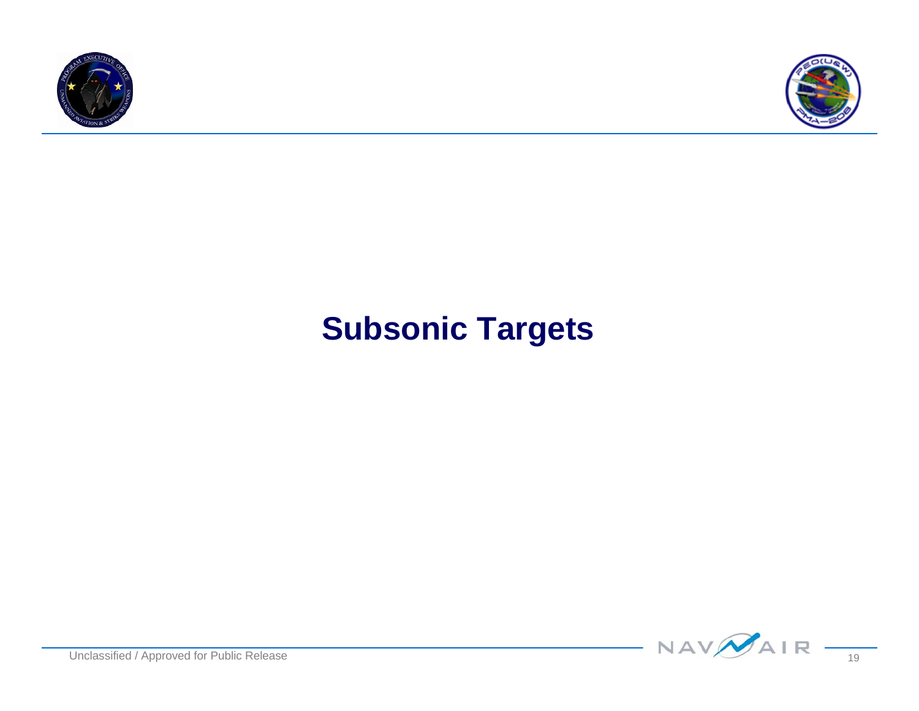# Subsonic Targets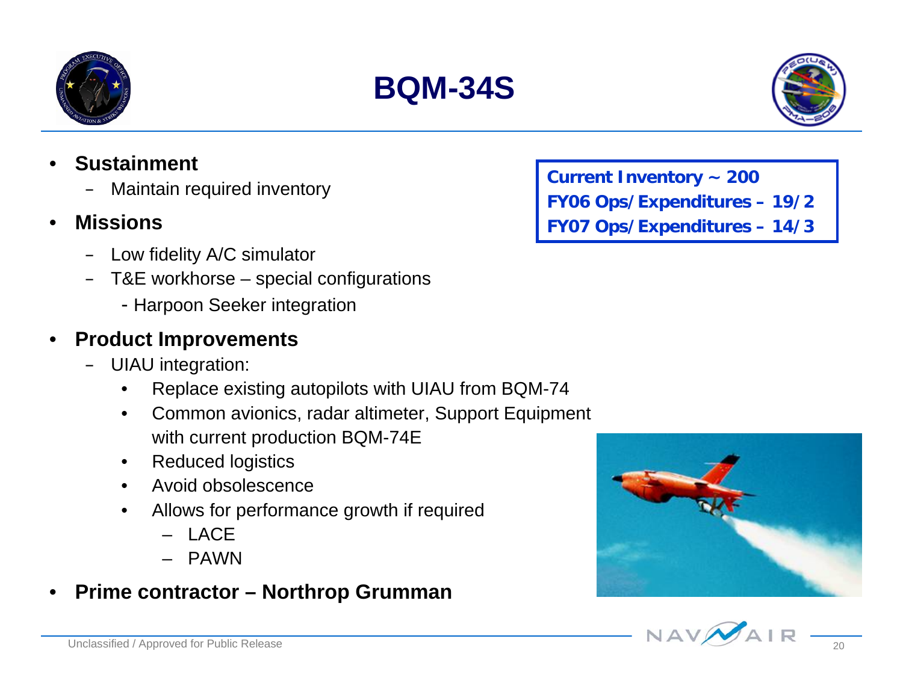# BQM-34S

- **Sustainment**
  - Maintain required inventory
- **Missions**
  - Low fidelity A/C simulator
  - T&E workhorse – special configurations
    - Harpoon Seeker integration
- **Product Improvements**
  - UIAU integration:
    - Replace existing autopilots with UIAU from BQM-74
    - Common avionics, radar altimeter, Support Equipment with current production BQM-74E
    - Reduced logistics
    - Avoid obsolescence
    - Allows for performance growth if required
      - LACE
      - PAWN
- **Prime contractor – Northrop Grumman**

**Current Inventory ~ 200**
**FY06 Ops/Expenditures – 19/2**
**FY07 Ops/Expenditures – 14/3**

Unclassified / Approved for Public Release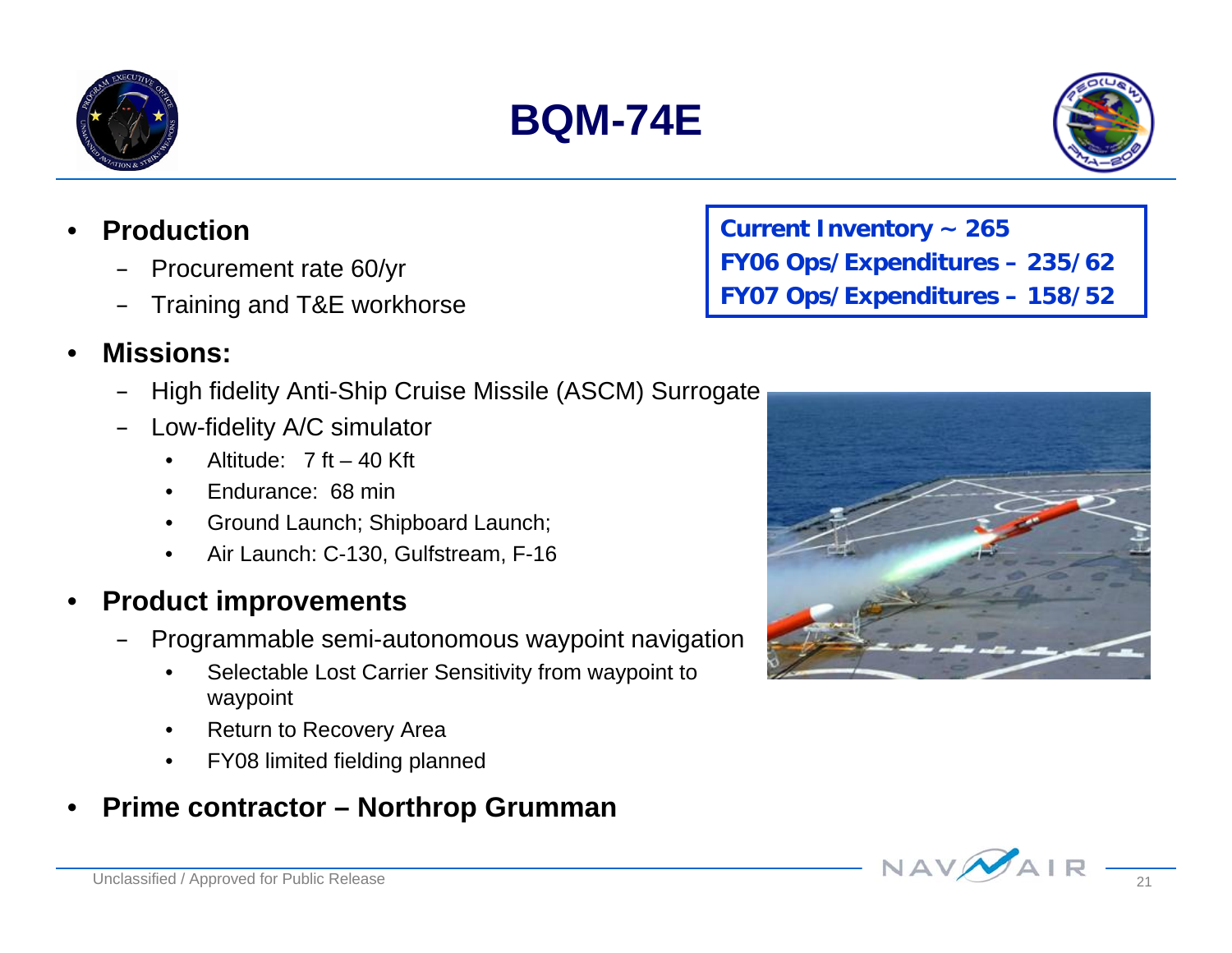# BQM-74E

- **Production**
  - Procurement rate 60/yr
  - Training and T&E workhorse
- **Missions:**
  - High fidelity Anti-Ship Cruise Missile (ASCM) Surrogate
  - Low-fidelity A/C simulator
    - Altitude: 7 ft – 40 Kft
    - Endurance: 68 min
    - Ground Launch; Shipboard Launch;
    - Air Launch: C-130, Gulfstream, F-16
- **Product improvements**
  - Programmable semi-autonomous waypoint navigation
    - Selectable Lost Carrier Sensitivity from waypoint to waypoint
    - Return to Recovery Area
    - FY08 limited fielding planned
- **Prime contractor – Northrop Grumman**

**Current Inventory ~ 265**
**FY06 Ops/Expenditures – 235/62**
**FY07 Ops/Expenditures – 158/52**

Unclassified / Approved for Public Release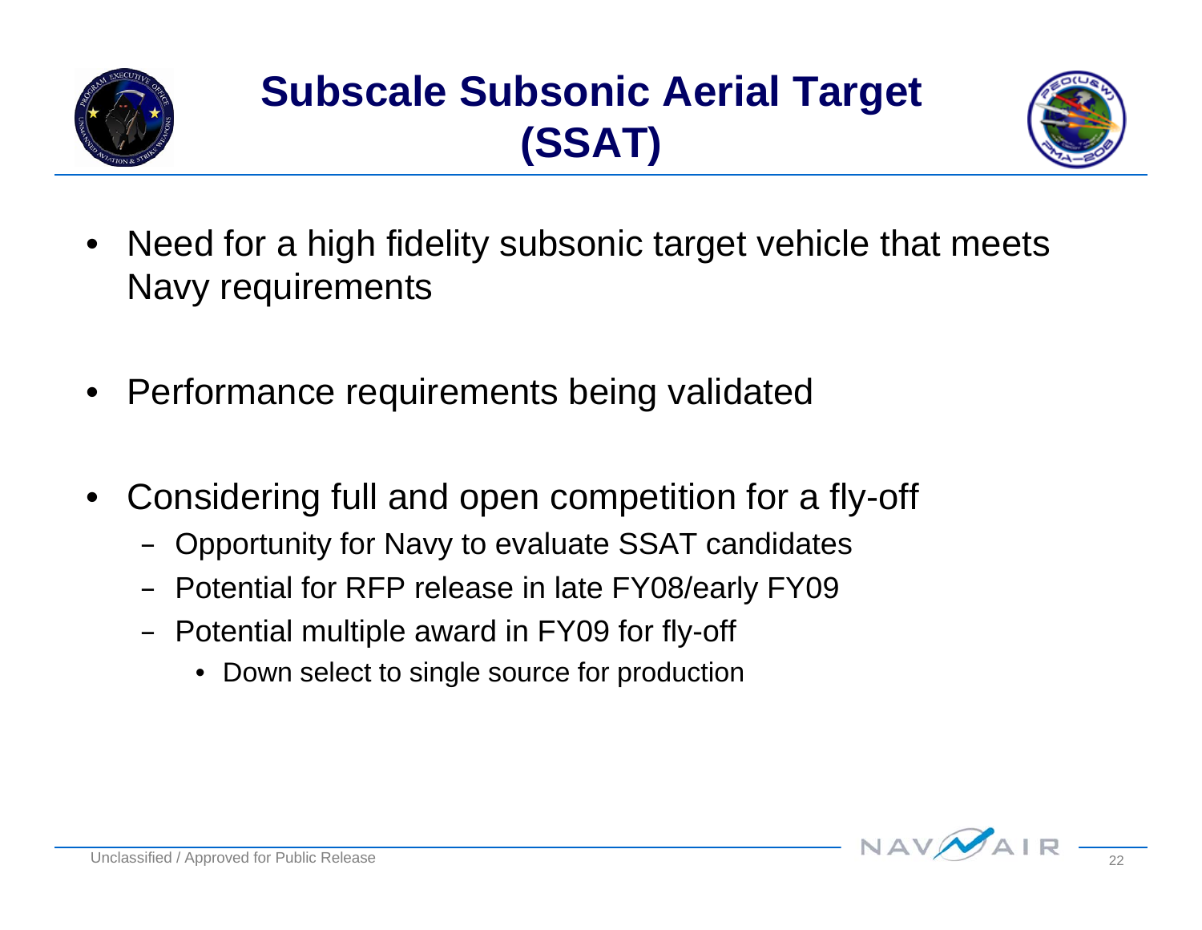# Subscale Subsonic Aerial Target (SSAT)

- Need for a high fidelity subsonic target vehicle that meets Navy requirements
- Performance requirements being validated
- Considering full and open competition for a fly-off
  - Opportunity for Navy to evaluate SSAT candidates
  - Potential for RFP release in late FY08/early FY09
  - Potential multiple award in FY09 for fly-off
    - Down select to single source for production

Unclassified / Approved for Public Release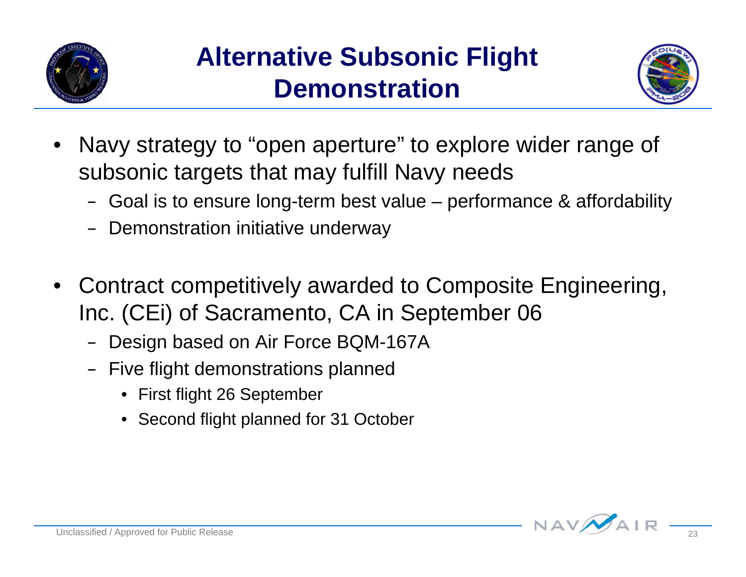# Alternative Subsonic Flight Demonstration

- Navy strategy to "open aperture" to explore wider range of subsonic targets that may fulfill Navy needs
  - Goal is to ensure long-term best value – performance & affordability
  - Demonstration initiative underway
- Contract competitively awarded to Composite Engineering, Inc. (CEi) of Sacramento, CA in September 06
  - Design based on Air Force BQM-167A
  - Five flight demonstrations planned
    - First flight 26 September
    - Second flight planned for 31 October

Unclassified / Approved for Public Release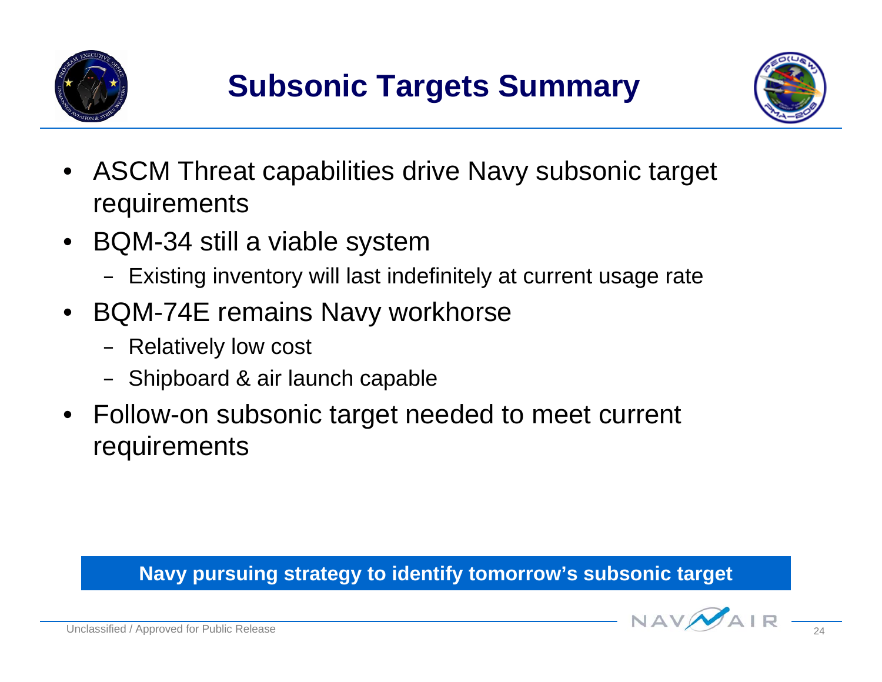# Subsonic Targets Summary

- ASCM Threat capabilities drive Navy subsonic target requirements
- BQM-34 still a viable system
  - Existing inventory will last indefinitely at current usage rate
- BQM-74E remains Navy workhorse
  - Relatively low cost
  - Shipboard & air launch capable
- Follow-on subsonic target needed to meet current requirements

**Navy pursuing strategy to identify tomorrow's subsonic target**

Unclassified / Approved for Public Release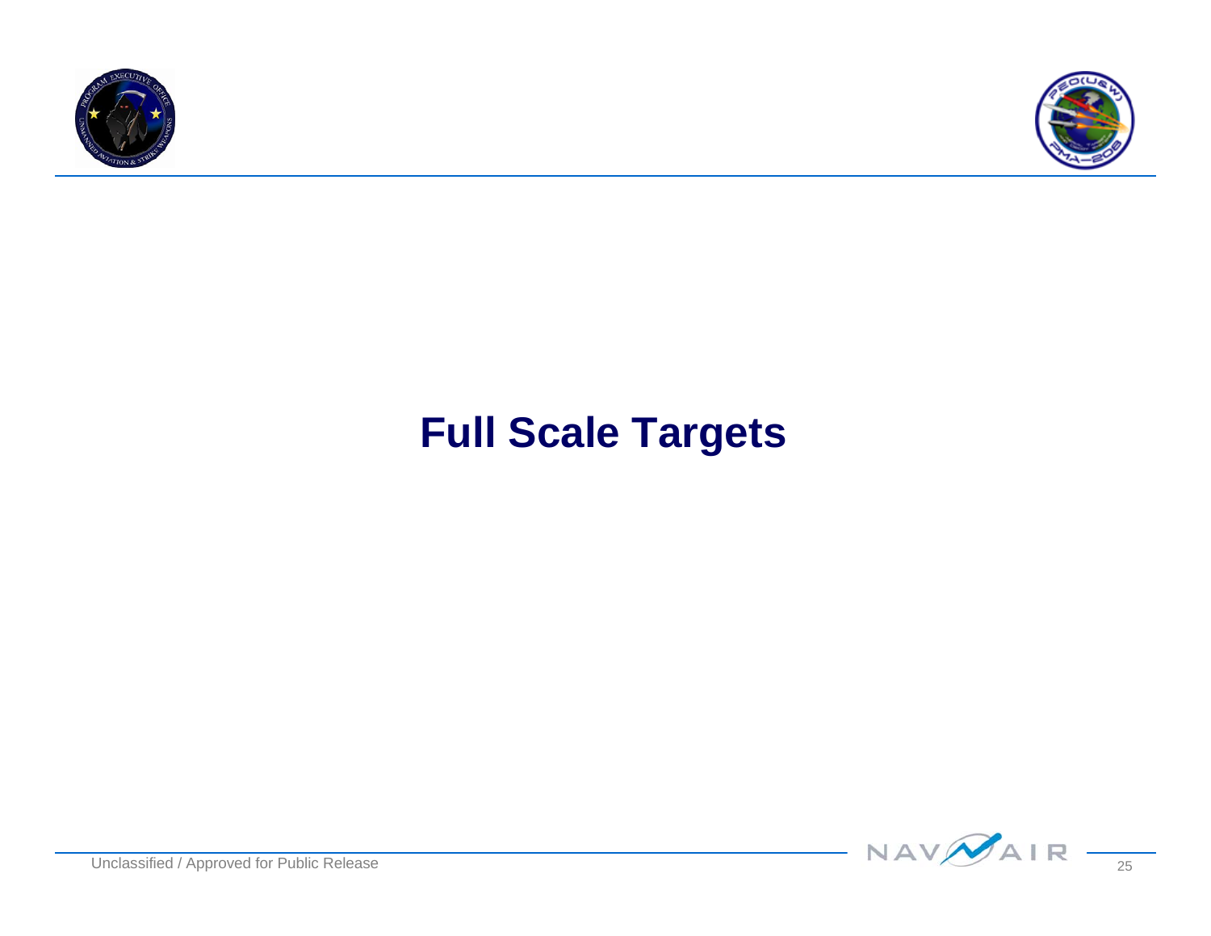# Full Scale Targets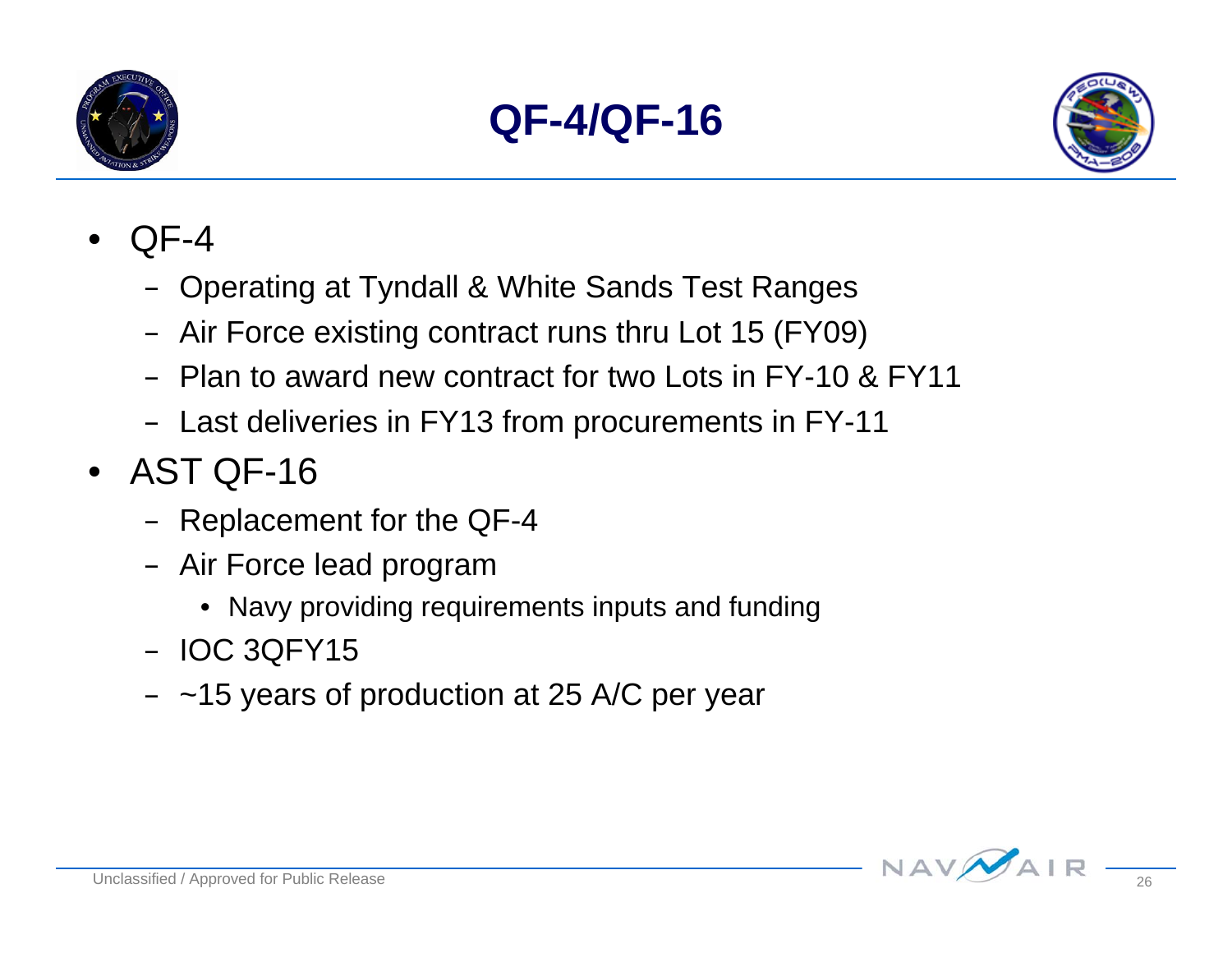# QF-4/QF-16

- QF-4
  - Operating at Tyndall & White Sands Test Ranges
  - Air Force existing contract runs thru Lot 15 (FY09)
  - Plan to award new contract for two Lots in FY-10 & FY11
  - Last deliveries in FY13 from procurements in FY-11
- AST QF-16
  - Replacement for the QF-4
  - Air Force lead program
    - Navy providing requirements inputs and funding
  - IOC 3QFY15
  - ~15 years of production at 25 A/C per year

Unclassified / Approved for Public Release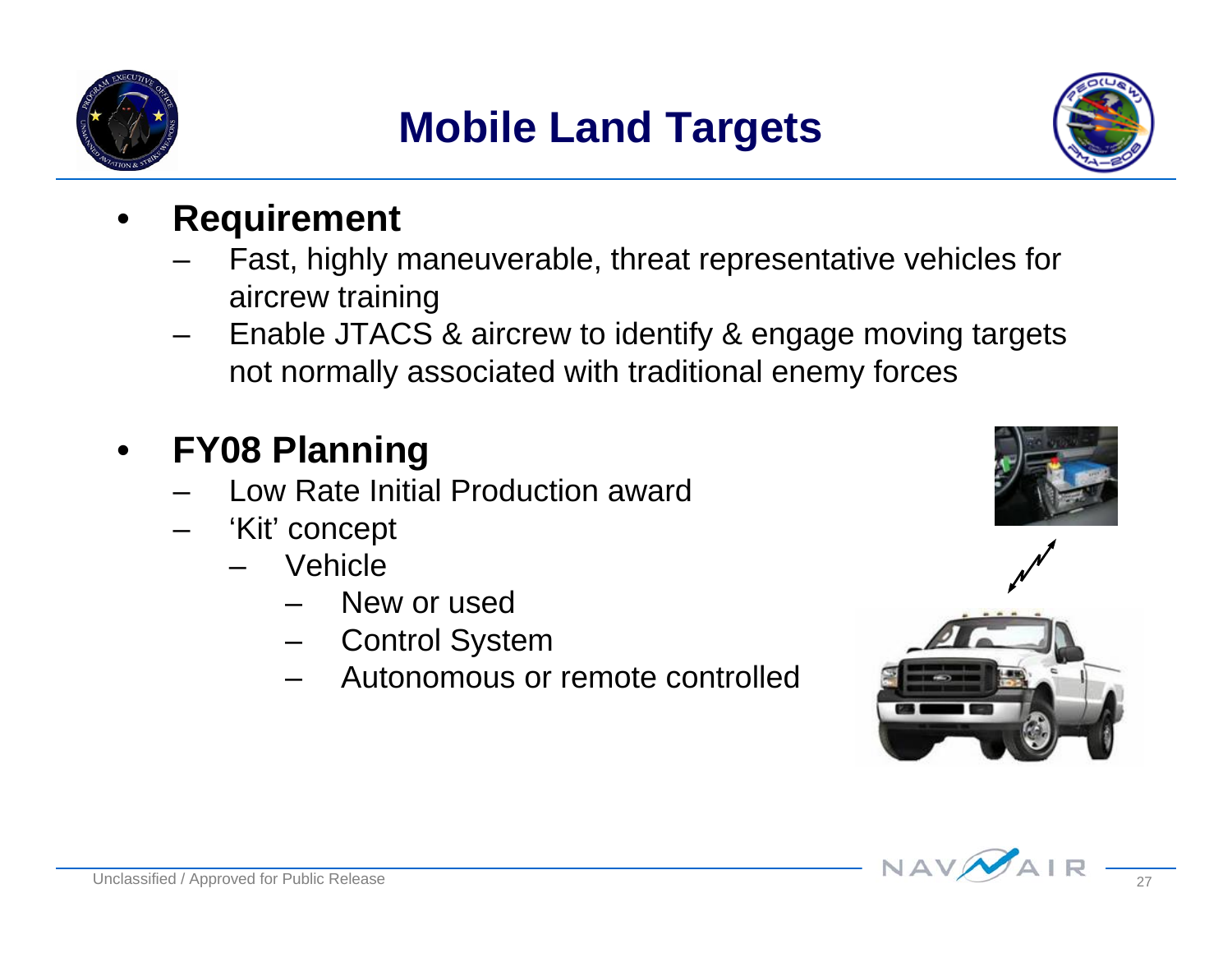# Mobile Land Targets

- **Requirement**
  - Fast, highly maneuverable, threat representative vehicles for aircrew training
  - Enable JTACS & aircrew to identify & engage moving targets not normally associated with traditional enemy forces

- **FY08 Planning**
  - Low Rate Initial Production award
  - 'Kit' concept
    - Vehicle
      - New or used
      - Control System
      - Autonomous or remote controlled

Unclassified / Approved for Public Release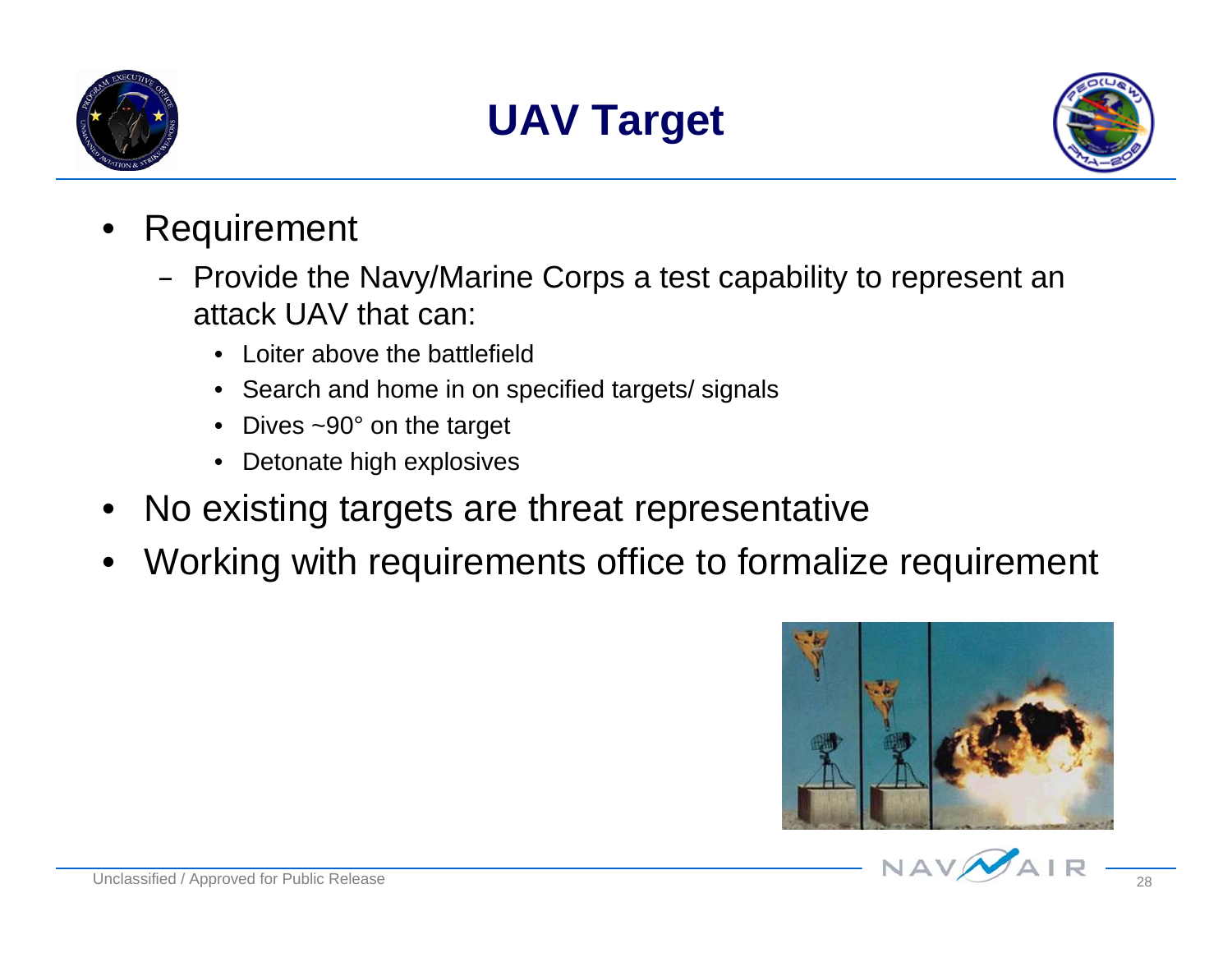# UAV Target

- Requirement
  - Provide the Navy/Marine Corps a test capability to represent an attack UAV that can:
    - Loiter above the battlefield
    - Search and home in on specified targets/ signals
    - Dives ~90° on the target
    - Detonate high explosives
- No existing targets are threat representative
- Working with requirements office to formalize requirement

Unclassified / Approved for Public Release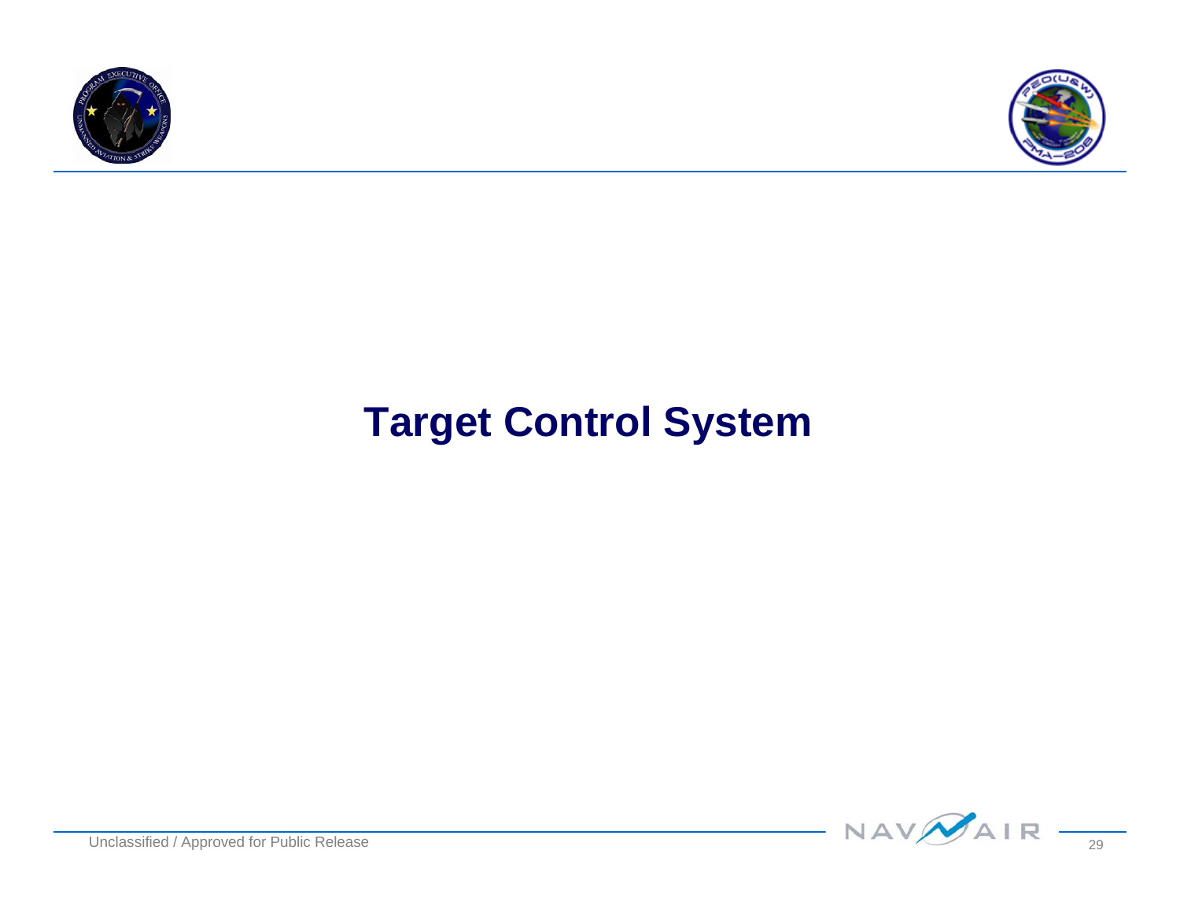# Target Control System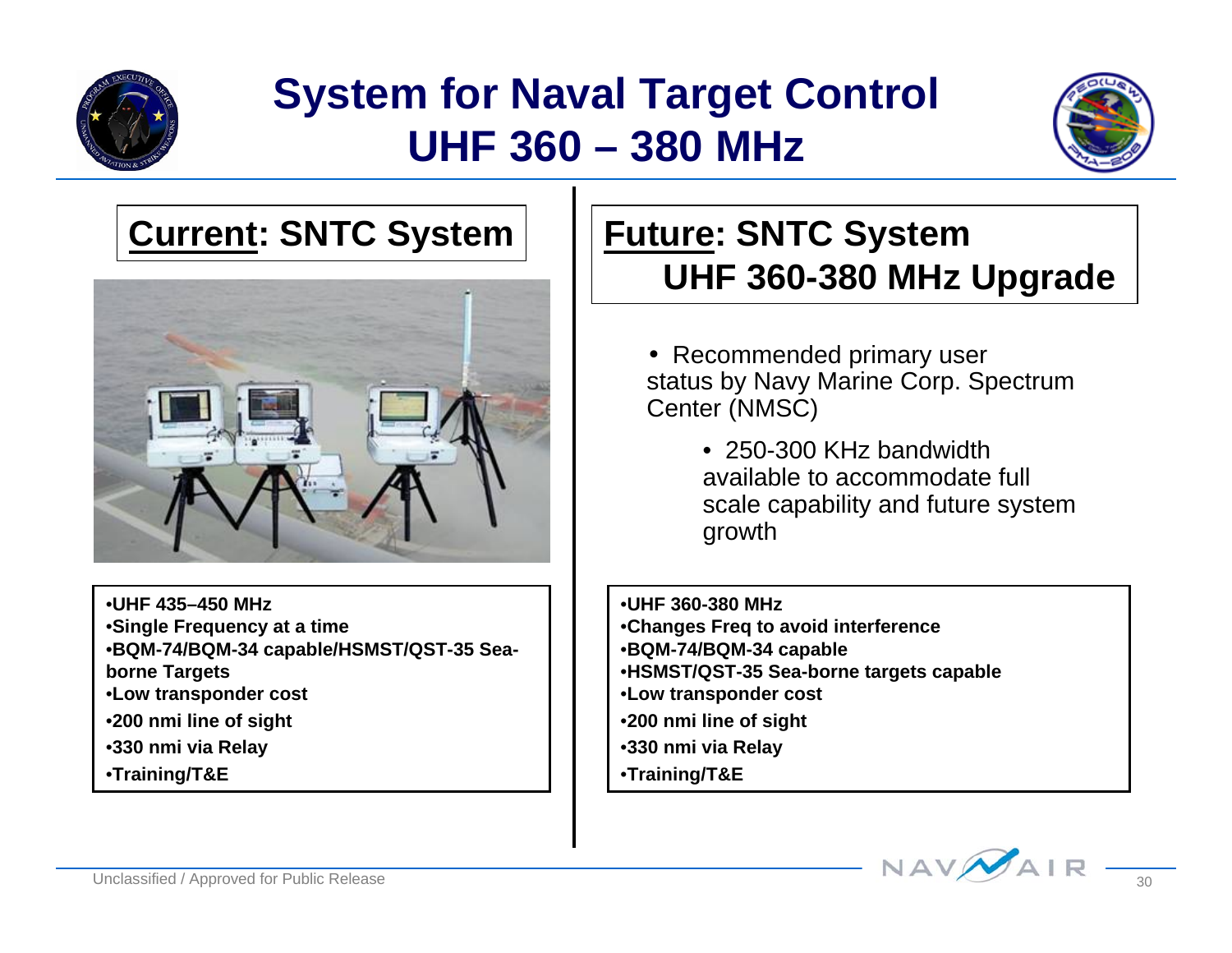# System for Naval Target Control UHF 360 – 380 MHz

## **Current**: SNTC System

- UHF 435–450 MHz
- Single Frequency at a time
- BQM-74/BQM-34 capable/HSMST/QST-35 Sea-borne Targets
- Low transponder cost
- 200 nmi line of sight
- 330 nmi via Relay
- Training/T&E

## **Future**: SNTC System UHF 360-380 MHz Upgrade

- Recommended primary user status by Navy Marine Corp. Spectrum Center (NMSC)
  - 250-300 KHz bandwidth available to accommodate full scale capability and future system growth

- UHF 360-380 MHz
- Changes Freq to avoid interference
- BQM-74/BQM-34 capable
- HSMST/QST-35 Sea-borne targets capable
- Low transponder cost
- 200 nmi line of sight
- 330 nmi via Relay
- Training/T&E

Unclassified / Approved for Public Release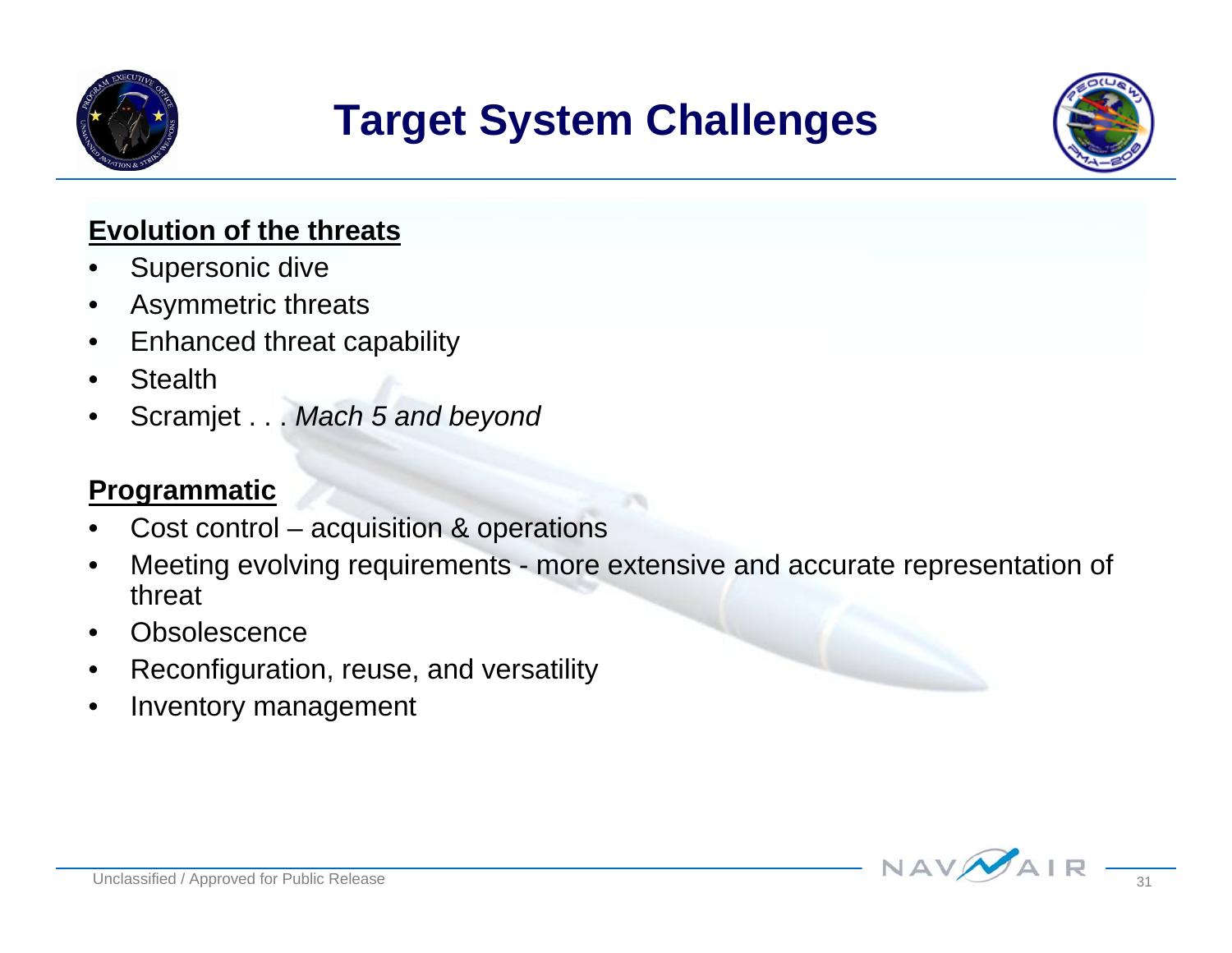# Target System Challenges

**Evolution of the threats**

- Supersonic dive
- Asymmetric threats
- Enhanced threat capability
- Stealth
- Scramjet . . . *Mach 5 and beyond*

**Programmatic**

- Cost control – acquisition & operations
- Meeting evolving requirements - more extensive and accurate representation of threat
- Obsolescence
- Reconfiguration, reuse, and versatility
- Inventory management

Unclassified / Approved for Public Release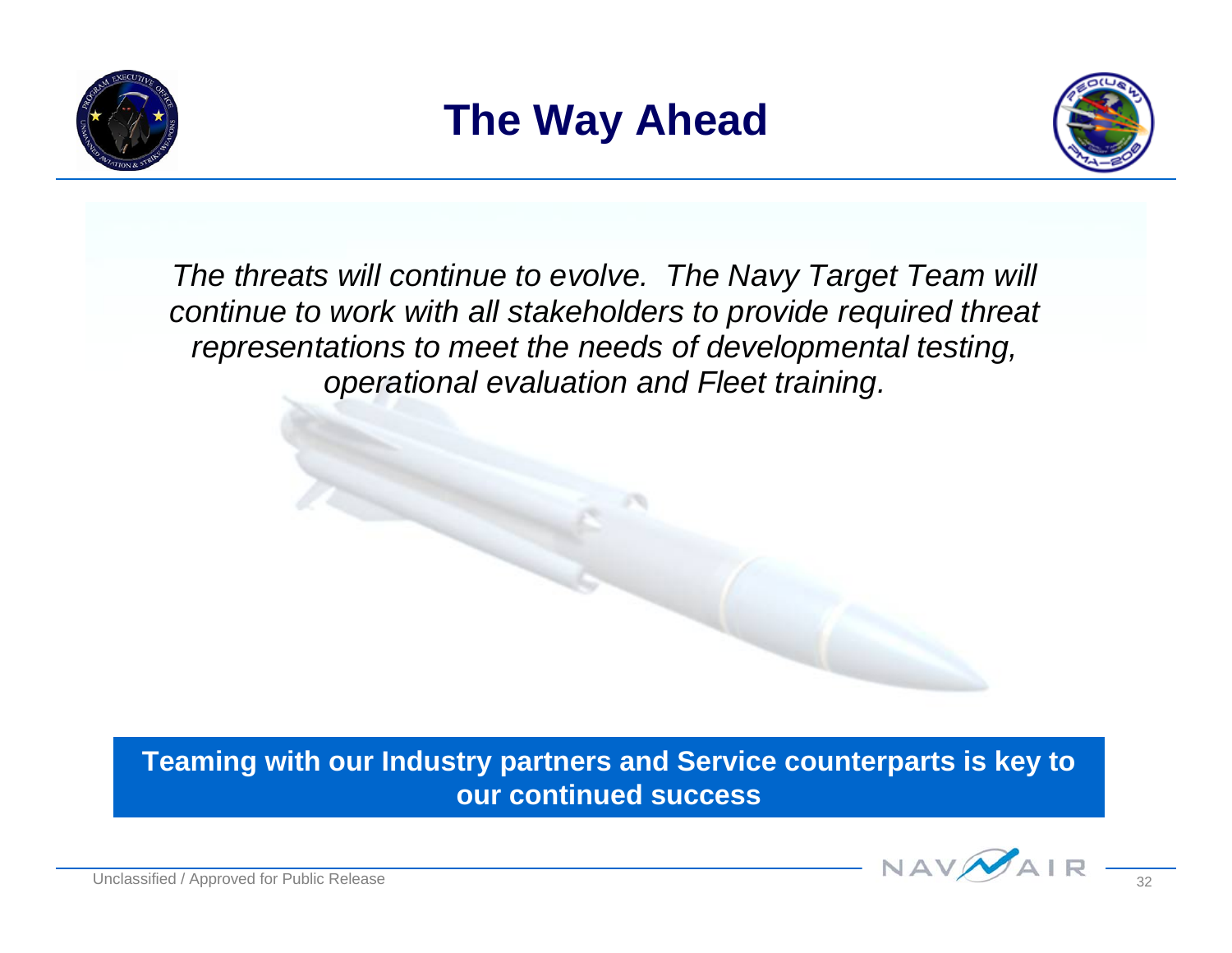# The Way Ahead

*The threats will continue to evolve. The Navy Target Team will continue to work with all stakeholders to provide required threat representations to meet the needs of developmental testing, operational evaluation and Fleet training.*

**Teaming with our Industry partners and Service counterparts is key to our continued success**

Unclassified / Approved for Public Release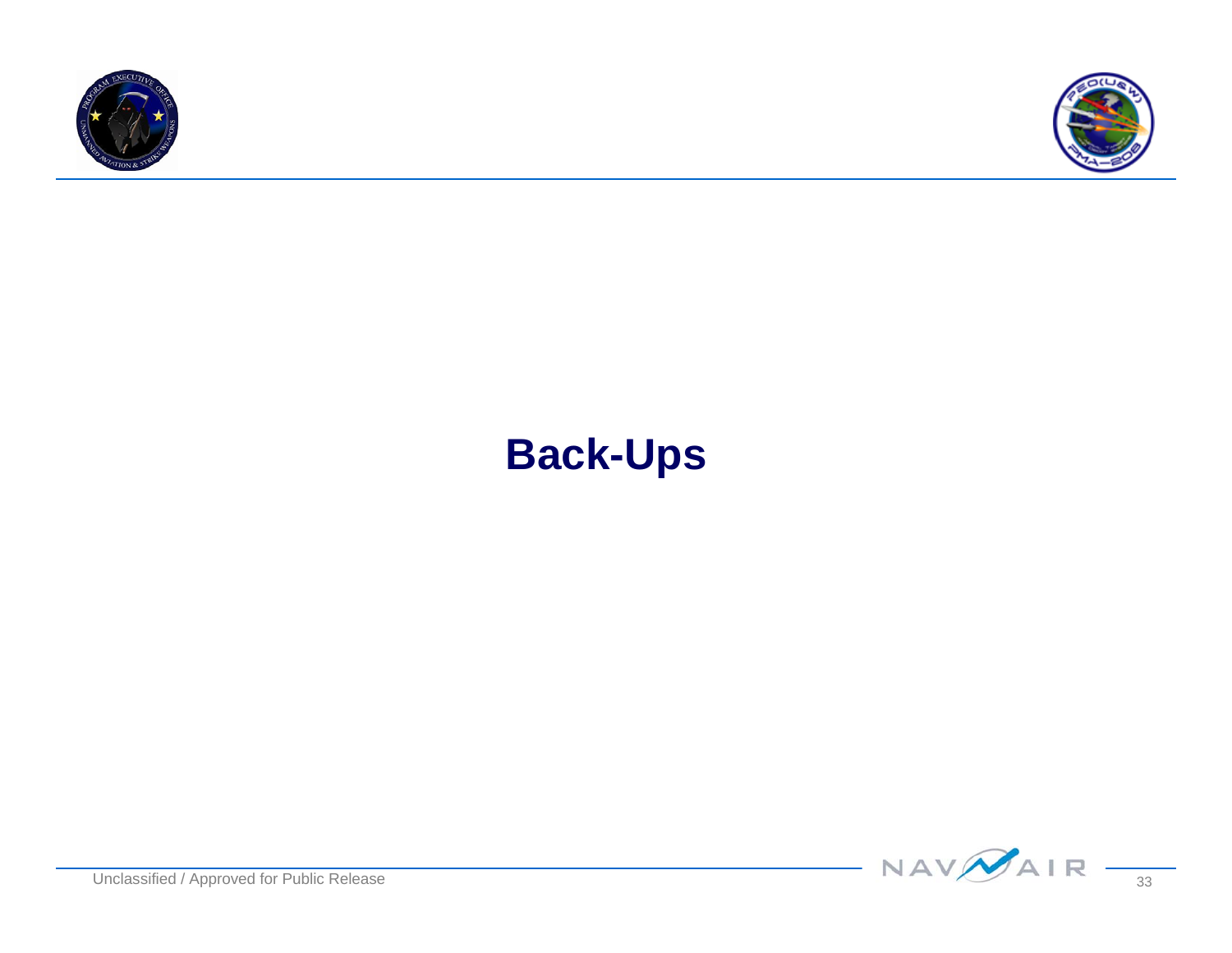# Back-Ups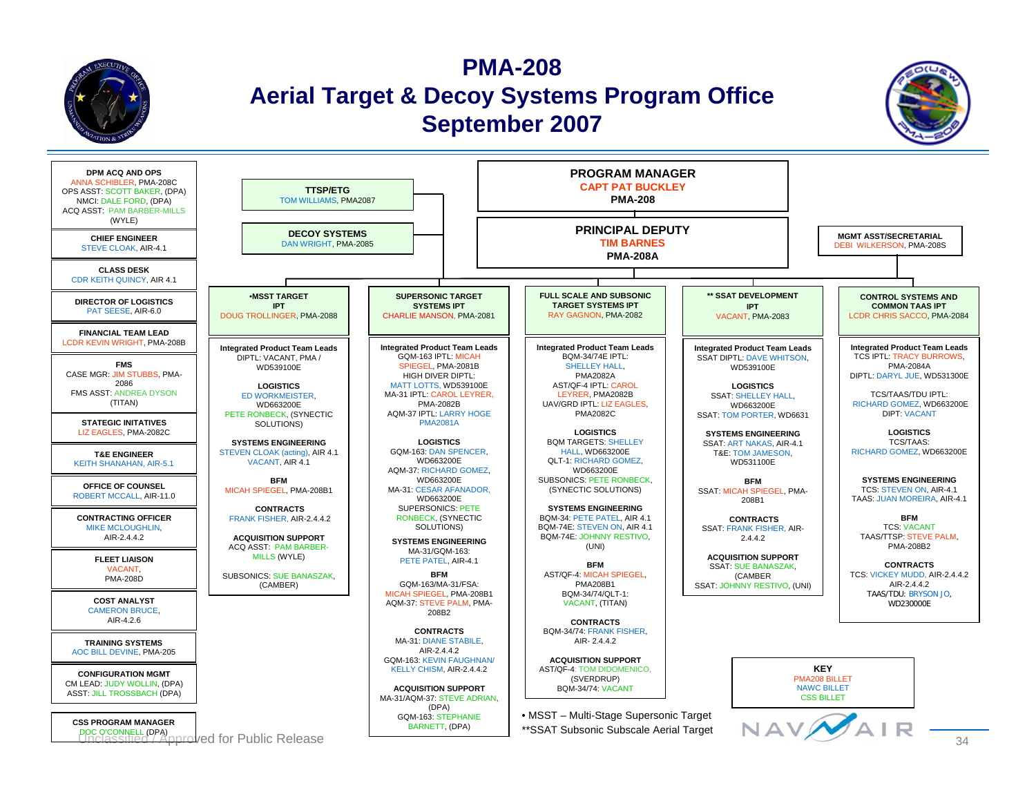# PMA-208
## Aerial Target & Decoy Systems Program Office
## September 2007

**PROGRAM MANAGER**
CAPT PAT BUCKLEY
PMA-208

**PRINCIPAL DEPUTY**
TIM BARNES
PMA-208A

**MGMT ASST/SECRETARIAL**
DEBI WILKERSON, PMA-208S

**TTSP/ETG**
TOM WILLIAMS, PMA2087

**DECOY SYSTEMS**
DAN WRIGHT, PMA-2085

**DPM ACQ AND OPS**
ANNA SCHIBLER, PMA-208C
OPS ASST: SCOTT BAKER, (DPA)
NMCI: DALE FORD, (DPA)
ACQ ASST: PAM BARBER-MILLS (WYLE)

**CHIEF ENGINEER**
STEVE CLOAK, AIR-4.1

**CLASS DESK**
CDR KEITH QUINCY, AIR 4.1

**DIRECTOR OF LOGISTICS**
PAT SEESE, AIR-6.0

**FINANCIAL TEAM LEAD**
LCDR KEVIN WRIGHT, PMA-208B

**FMS**
CASE MGR: JIM STUBBS, PMA-2086
FMS ASST: ANDREA DYSON (TITAN)

**STATEGIC INITATIVES**
LIZ EAGLES, PMA-2082C

**T&E ENGINEER**
KEITH SHANAHAN, AIR-5.1

**OFFICE OF COUNSEL**
ROBERT MCCALL, AIR-11.0

**CONTRACTING OFFICER**
MIKE MCLOUGHLIN, AIR-2.4.4.2

**FLEET LIAISON**
VACANT, PMA-208D

**COST ANALYST**
CAMERON BRUCE, AIR-4.2.6

**TRAINING SYSTEMS**
AOC BILL DEVINE, PMA-205

**CONFIGURATION MGMT**
CM LEAD: JUDY WOLLIN, (DPA)
ASST: JILL TROSSBACH (DPA)

**CSS PROGRAM MANAGER**
DOC O'CONNELL (DPA)

---

**•MSST TARGET IPT**
DOUG TROLLINGER, PMA-2088

**Integrated Product Team Leads**
DIPTL: VACANT, PMA / WD539100E

**LOGISTICS**
ED WORKMEISTER, WD663200E
PETE RONBECK, (SYNECTIC SOLUTIONS)

**SYSTEMS ENGINEERING**
STEVEN CLOAK (acting), AIR 4.1
VACANT, AIR 4.1

**BFM**
MICAH SPIEGEL, PMA-208B1

**CONTRACTS**
FRANK FISHER, AIR-2.4.4.2

**ACQUISITION SUPPORT**
ACQ ASST: PAM BARBER-MILLS (WYLE)

SUBSONICS: SUE BANASZAK, (CAMBER)

---

**SUPERSONIC TARGET SYSTEMS IPT**
CHARLIE MANSON, PMA-2081

**Integrated Product Team Leads**
GQM-163 IPTL: MICAH SPIEGEL, PMA-2081B
HIGH DIVER DIPTL: MATT LOTTS, WD539100E
MA-31 IPTL: CAROL LEYRER, PMA-2082B
AQM-37 IPTL: LARRY HOGE PMA2081A

**LOGISTICS**
GQM-163: DAN SPENCER, WD663200E
AQM-37: RICHARD GOMEZ, WD663200E
MA-31: CESAR AFANADOR, WD663200E
SUPERSONICS: PETE RONBECK, (SYNECTIC SOLUTIONS)

**SYSTEMS ENGINEERING**
MA-31/GQM-163: PETE PATEL, AIR-4.1

**BFM**
GQM-163/MA-31/FSA: MICAH SPIEGEL, PMA-208B1
AQM-37: STEVE PALM, PMA-208B2

**CONTRACTS**
MA-31: DIANE STABILE, AIR-2.4.4.2
GQM-163: KEVIN FAUGHNAN/ KELLY CHISM, AIR-2.4.4.2

**ACQUISITION SUPPORT**
MA-31/AQM-37: STEVE ADRIAN, (DPA)
GQM-163: STEPHANIE BARNETT, (DPA)

---

**FULL SCALE AND SUBSONIC TARGET SYSTEMS IPT**
RAY GAGNON, PMA-2082

**Integrated Product Team Leads**
BQM-34/74E IPTL: SHELLEY HALL, PMA2082A
AST/QF-4 IPTL: CAROL LEYRER, PMA2082B
UAV/GRD IPTL: LIZ EAGLES, PMA2082C

**LOGISTICS**
BQM TARGETS: SHELLEY HALL, WD663200E
QLT-1: RICHARD GOMEZ, WD663200E
SUBSONICS: PETE RONBECK, (SYNECTIC SOLUTIONS)

**SYSTEMS ENGINEERING**
BQM-34: PETE PATEL, AIR 4.1
BQM-74E: STEVEN ON, AIR 4.1
BQM-74E: JOHNNY RESTIVO, (UNI)

**BFM**
AST/QF-4: MICAH SPIEGEL, PMA208B1
BQM-34/74/QLT-1: VACANT, (TITAN)

**CONTRACTS**
BQM-34/74: FRANK FISHER, AIR- 2.4.4.2

**ACQUISITION SUPPORT**
AST/QF-4: TOM DIDOMENICO, (SVERDRUP)
BQM-34/74: VACANT

---

**\*\* SSAT DEVELOPMENT IPT**
VACANT, PMA-2083

**Integrated Product Team Leads**
SSAT DIPTL: DAVE WHITSON, WD539100E

**LOGISTICS**
SSAT: SHELLEY HALL, WD663200E
SSAT: TOM PORTER, WD6631

**SYSTEMS ENGINEERING**
SSAT: ART NAKAS, AIR-4.1
T&E: TOM JAMESON, WD531100E

**BFM**
SSAT: MICAH SPIEGEL, PMA-208B1

**CONTRACTS**
SSAT: FRANK FISHER, AIR-2.4.4.2

**ACQUISITION SUPPORT**
SSAT: SUE BANASZAK, (CAMBER)
SSAT: JOHNNY RESTIVO, (UNI)

---

**CONTROL SYSTEMS AND COMMON TAAS IPT**
LCDR CHRIS SACCO, PMA-2084

**Integrated Product Team Leads**
TCS IPTL: TRACY BURROWS, PMA-2084A
DIPTL: DARYL JUE, WD531300E

TCS/TAAS/TDU IPTL: RICHARD GOMEZ, WD663200E
DIPT: VACANT

**LOGISTICS**
TCS/TAAS: RICHARD GOMEZ, WD663200E

**SYSTEMS ENGINEERING**
TCS: STEVEN ON, AIR-4.1
TAAS: JUAN MOREIRA, AIR-4.1

**BFM**
TCS: VACANT
TAAS/TTSP: STEVE PALM, PMA-208B2

**CONTRACTS**
TCS: VICKEY MUDD, AIR-2.4.4.2
AIR-2.4.4.2
TAAS/TDU: BRYSON JO, WD230000E

---

**KEY**
PMA208 BILLET
NAWC BILLET
CSS BILLET

• MSST – Multi-Stage Supersonic Target
\*\*SSAT Subsonic Subscale Aerial Target

Unclassified / Approved for Public Release